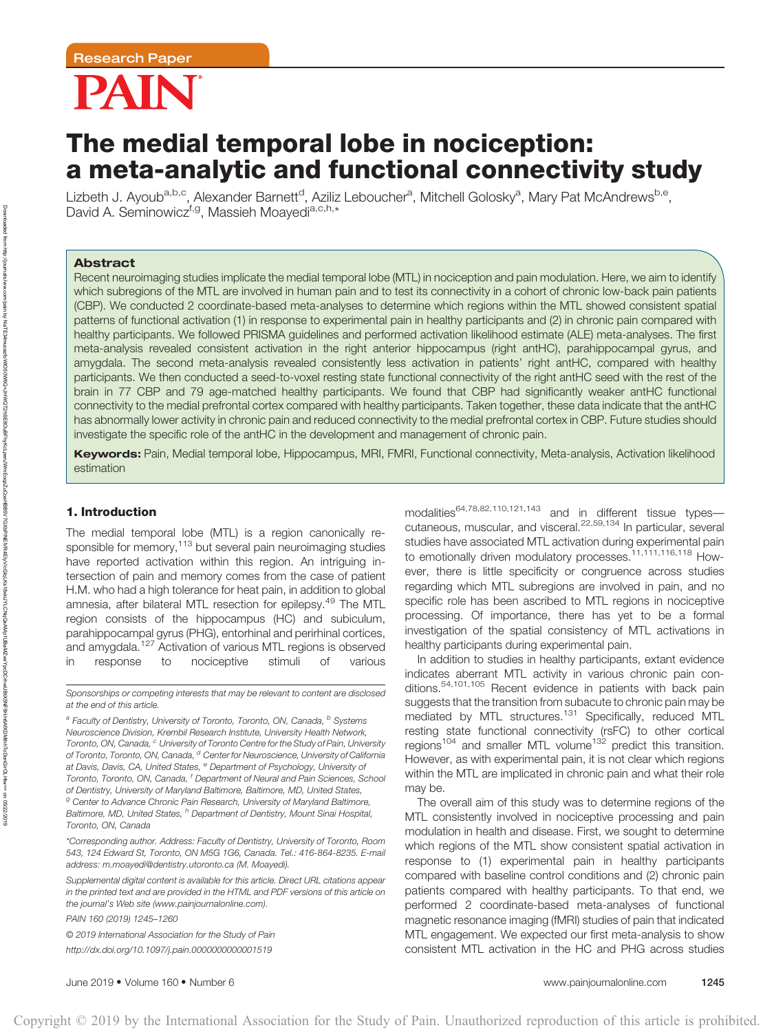Research Paper

# The medial temporal lobe in nociception: a meta-analytic and functional connectivity study

Lizbeth J. Ayoub[a,b,c], Alexander Barnett[d], Aziliz Leboucher[a], Mitchell Golosky[a], Mary Pat McAndrews[b,e], David A. Seminowicz[f,g], Massieh Moayedi[a,c,h,*]

### Abstract

Recent neuroimaging studies implicate the medial temporal lobe (MTL) in nociception and pain modulation. Here, we aim to identify which subregions of the MTL are involved in human pain and to test its connectivity in a cohort of chronic low-back pain patients (CBP). We conducted 2 coordinate-based meta-analyses to determine which regions within the MTL showed consistent spatial patterns of functional activation (1) in response to experimental pain in healthy participants and (2) in chronic pain compared with healthy participants. We followed PRISMA guidelines and performed activation likelihood estimate (ALE) meta-analyses. The first meta-analysis revealed consistent activation in the right anterior hippocampus (right antHC), parahippocampal gyrus, and amygdala. The second meta-analysis revealed consistently less activation in patients' right antHC, compared with healthy participants. We then conducted a seed-to-voxel resting state functional connectivity of the right antHC seed with the rest of the brain in 77 CBP and 79 age-matched healthy participants. We found that CBP had significantly weaker antHC functional connectivity to the medial prefrontal cortex compared with healthy participants. Taken together, these data indicate that the antHC has abnormally lower activity in chronic pain and reduced connectivity to the medial prefrontal cortex in CBP. Future studies should investigate the specific role of the antHC in the development and management of chronic pain.

**Keywords:** Pain, Medial temporal lobe, Hippocampus, MRI, FMRI, Functional connectivity, Meta-analysis, Activation likelihood estimation

## 1. Introduction

The medial temporal lobe (MTL) is a region canonically responsible for memory,[113] but several pain neuroimaging studies have reported activation within this region. An intriguing intersection of pain and memory comes from the case of patient H.M. who had a high tolerance for heat pain, in addition to global amnesia, after bilateral MTL resection for epilepsy.[49] The MTL region consists of the hippocampus (HC) and subiculum, parahippocampal gyrus (PHG), entorhinal and perirhinal cortices, and amygdala.[127] Activation of various MTL regions is observed in response to nociceptive stimuli of various modalities[64,78,82,110,121,143] and in different tissue types—cutaneous, muscular, and visceral.[22,59,134] In particular, several studies have associated MTL activation during experimental pain to emotionally driven modulatory processes.[11,111,116,118] However, there is little specificity or congruence across studies regarding which MTL subregions are involved in pain, and no specific role has been ascribed to MTL regions in nociceptive processing. Of importance, there has yet to be a formal investigation of the spatial consistency of MTL activations in healthy participants during experimental pain.

In addition to studies in healthy participants, extant evidence indicates aberrant MTL activity in various chronic pain conditions.[54,101,105] Recent evidence in patients with back pain suggests that the transition from subacute to chronic pain may be mediated by MTL structures.[131] Specifically, reduced MTL resting state functional connectivity (rsFC) to other cortical regions[104] and smaller MTL volume[132] predict this transition. However, as with experimental pain, it is not clear which regions within the MTL are implicated in chronic pain and what their role may be.

The overall aim of this study was to determine regions of the MTL consistently involved in nociceptive processing and pain modulation in health and disease. First, we sought to determine which regions of the MTL show consistent spatial activation in response to (1) experimental pain in healthy participants compared with baseline control conditions and (2) chronic pain patients compared with healthy participants. To that end, we performed 2 coordinate-based meta-analyses of functional magnetic resonance imaging (fMRI) studies of pain that indicated MTL engagement. We expected our first meta-analysis to show consistent MTL activation in the HC and PHG across studies

---

*Sponsorships or competing interests that may be relevant to content are disclosed at the end of this article.*

[a] *Faculty of Dentistry, University of Toronto, Toronto, ON, Canada,* [b] *Systems Neuroscience Division, Krembil Research Institute, University Health Network, Toronto, ON, Canada,* [c] *University of Toronto Centre for the Study of Pain, University of Toronto, Toronto, ON, Canada,* [d] *Center for Neuroscience, University of California at Davis, Davis, CA, United States,* [e] *Department of Psychology, University of Toronto, Toronto, ON, Canada,* [f] *Department of Neural and Pain Sciences, School of Dentistry, University of Maryland Baltimore, Baltimore, MD, United States,* [g] *Center to Advance Chronic Pain Research, University of Maryland Baltimore, Baltimore, MD, United States,* [h] *Department of Dentistry, Mount Sinai Hospital, Toronto, ON, Canada*

*\*Corresponding author. Address: Faculty of Dentistry, University of Toronto, Room 543, 124 Edward St, Toronto, ON M5G 1G6, Canada. Tel.: 416-864-8235. E-mail address: m.moayedi@dentistry.utoronto.ca (M. Moayedi).*

*Supplemental digital content is available for this article. Direct URL citations appear in the printed text and are provided in the HTML and PDF versions of this article on the journal's Web site (www.painjournalonline.com).*

*PAIN 160 (2019) 1245–1260*

*© 2019 International Association for the Study of Pain*

*http://dx.doi.org/10.1097/j.pain.0000000000001519*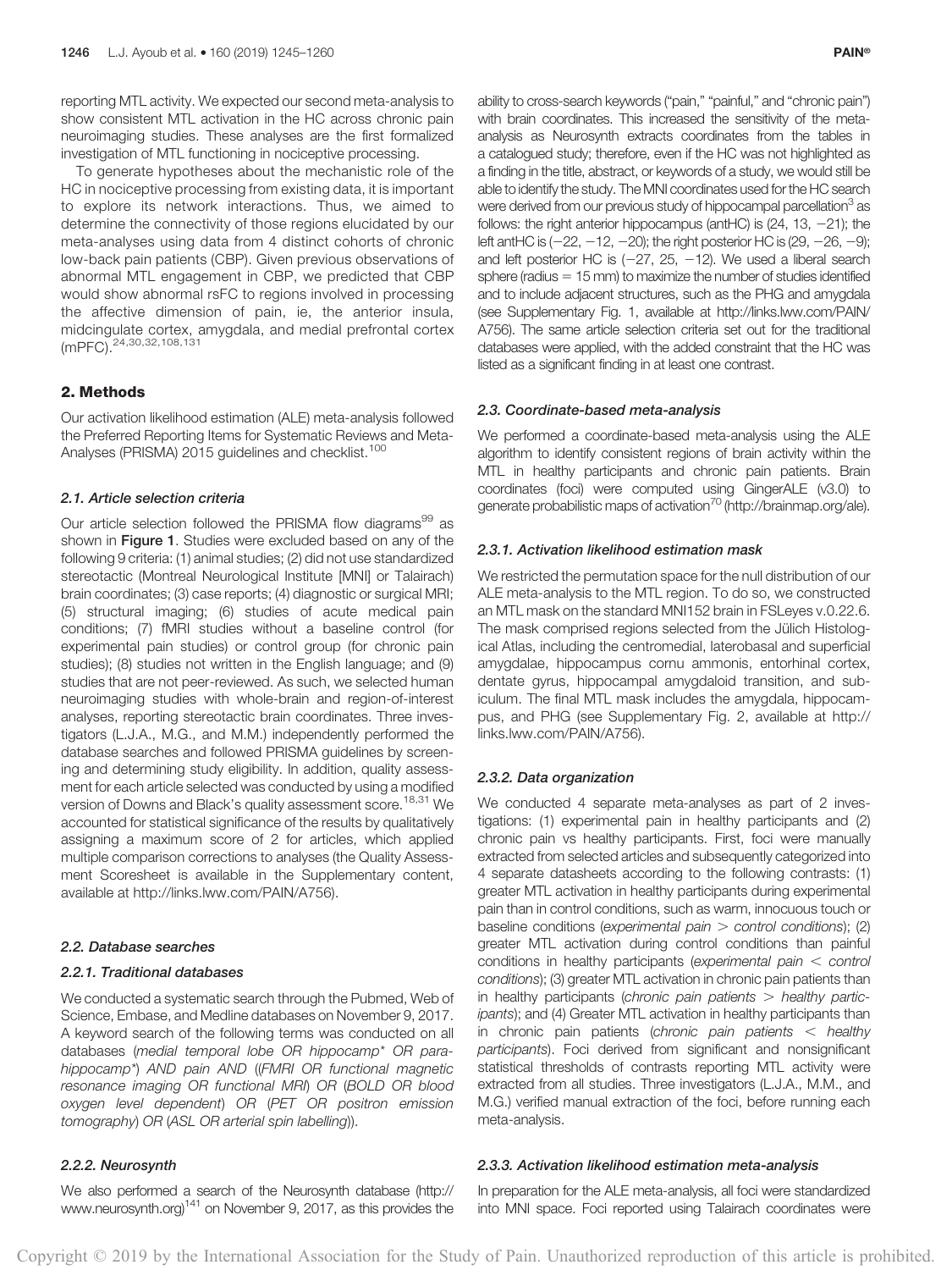reporting MTL activity. We expected our second meta-analysis to show consistent MTL activation in the HC across chronic pain neuroimaging studies. These analyses are the first formalized investigation of MTL functioning in nociceptive processing.

To generate hypotheses about the mechanistic role of the HC in nociceptive processing from existing data, it is important to explore its network interactions. Thus, we aimed to determine the connectivity of those regions elucidated by our meta-analyses using data from 4 distinct cohorts of chronic low-back pain patients (CBP). Given previous observations of abnormal MTL engagement in CBP, we predicted that CBP would show abnormal rsFC to regions involved in processing the affective dimension of pain, ie, the anterior insula, midcingulate cortex, amygdala, and medial prefrontal cortex (mPFC).[24,30,32,108,131]

## 2. Methods

Our activation likelihood estimation (ALE) meta-analysis followed the Preferred Reporting Items for Systematic Reviews and Meta-Analyses (PRISMA) 2015 guidelines and checklist.[100]

### 2.1. Article selection criteria

Our article selection followed the PRISMA flow diagrams[99] as shown in **Figure 1**. Studies were excluded based on any of the following 9 criteria: (1) animal studies; (2) did not use standardized stereotactic (Montreal Neurological Institute [MNI] or Talairach) brain coordinates; (3) case reports; (4) diagnostic or surgical MRI; (5) structural imaging; (6) studies of acute medical pain conditions; (7) fMRI studies without a baseline control (for experimental pain studies) or control group (for chronic pain studies); (8) studies not written in the English language; and (9) studies that are not peer-reviewed. As such, we selected human neuroimaging studies with whole-brain and region-of-interest analyses, reporting stereotactic brain coordinates. Three investigators (L.J.A., M.G., and M.M.) independently performed the database searches and followed PRISMA guidelines by screening and determining study eligibility. In addition, quality assessment for each article selected was conducted by using a modified version of Downs and Black's quality assessment score.[18,31] We accounted for statistical significance of the results by qualitatively assigning a maximum score of 2 for articles, which applied multiple comparison corrections to analyses (the Quality Assessment Scoresheet is available in the Supplementary content, available at http://links.lww.com/PAIN/A756).

### 2.2. Database searches

#### 2.2.1. Traditional databases

We conducted a systematic search through the Pubmed, Web of Science, Embase, and Medline databases on November 9, 2017. A keyword search of the following terms was conducted on all databases (*medial temporal lobe OR hippocamp* OR parahippocamp*) AND pain AND ((FMRI OR functional magnetic resonance imaging OR functional MRI) OR (BOLD OR blood oxygen level dependent) OR (PET OR positron emission tomography) OR (ASL OR arterial spin labelling)*).

#### 2.2.2. Neurosynth

We also performed a search of the Neurosynth database (http://www.neurosynth.org)[141] on November 9, 2017, as this provides the ability to cross-search keywords ("pain," "painful," and "chronic pain") with brain coordinates. This increased the sensitivity of the meta-analysis as Neurosynth extracts coordinates from the tables in a catalogued study; therefore, even if the HC was not highlighted as a finding in the title, abstract, or keywords of a study, we would still be able to identify the study. The MNI coordinates used for the HC search were derived from our previous study of hippocampal parcellation[3] as follows: the right anterior hippocampus (antHC) is (24, 13, −21); the left antHC is (−22, −12, −20); the right posterior HC is (29, −26, −9); and left posterior HC is (−27, 25, −12). We used a liberal search sphere (radius = 15 mm) to maximize the number of studies identified and to include adjacent structures, such as the PHG and amygdala (see Supplementary Fig. 1, available at http://links.lww.com/PAIN/A756). The same article selection criteria set out for the traditional databases were applied, with the added constraint that the HC was listed as a significant finding in at least one contrast.

### 2.3. Coordinate-based meta-analysis

We performed a coordinate-based meta-analysis using the ALE algorithm to identify consistent regions of brain activity within the MTL in healthy participants and chronic pain patients. Brain coordinates (foci) were computed using GingerALE (v3.0) to generate probabilistic maps of activation[70] (http://brainmap.org/ale).

#### 2.3.1. Activation likelihood estimation mask

We restricted the permutation space for the null distribution of our ALE meta-analysis to the MTL region. To do so, we constructed an MTL mask on the standard MNI152 brain in FSLeyes v.0.22.6. The mask comprised regions selected from the Jülich Histological Atlas, including the centromedial, laterobasal and superficial amygdalae, hippocampus cornu ammonis, entorhinal cortex, dentate gyrus, hippocampal amygdaloid transition, and subiculum. The final MTL mask includes the amygdala, hippocampus, and PHG (see Supplementary Fig. 2, available at http://links.lww.com/PAIN/A756).

#### 2.3.2. Data organization

We conducted 4 separate meta-analyses as part of 2 investigations: (1) experimental pain in healthy participants and (2) chronic pain vs healthy participants. First, foci were manually extracted from selected articles and subsequently categorized into 4 separate datasheets according to the following contrasts: (1) greater MTL activation in healthy participants during experimental pain than in control conditions, such as warm, innocuous touch or baseline conditions (*experimental pain > control conditions*); (2) greater MTL activation during control conditions than painful conditions in healthy participants (*experimental pain < control conditions*); (3) greater MTL activation in chronic pain patients than in healthy participants (*chronic pain patients > healthy participants*); and (4) Greater MTL activation in healthy participants than in chronic pain patients (*chronic pain patients < healthy participants*). Foci derived from significant and nonsignificant statistical thresholds of contrasts reporting MTL activity were extracted from all studies. Three investigators (L.J.A., M.M., and M.G.) verified manual extraction of the foci, before running each meta-analysis.

#### 2.3.3. Activation likelihood estimation meta-analysis

In preparation for the ALE meta-analysis, all foci were standardized into MNI space. Foci reported using Talairach coordinates were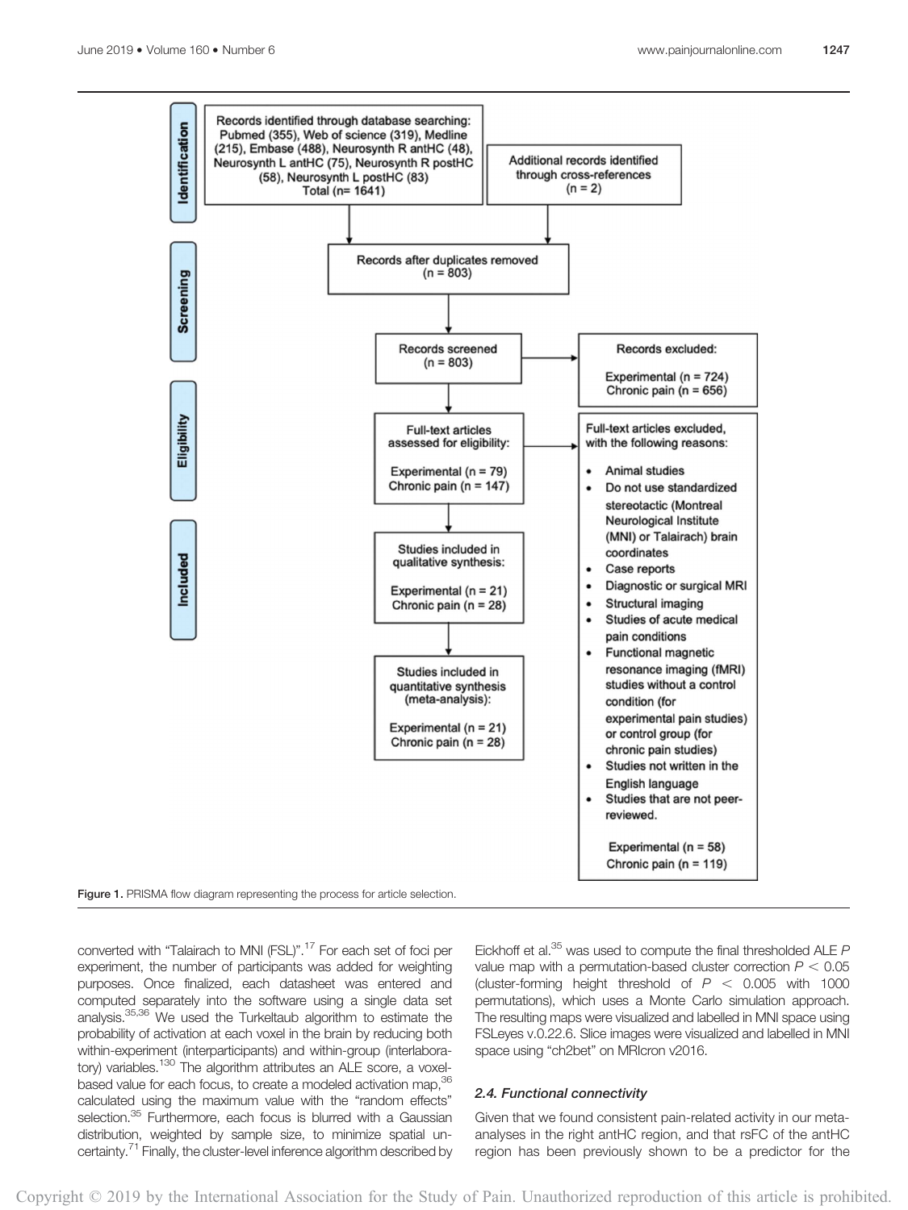Records identified through database searching: Pubmed (355), Web of science (319), Medline (215), Embase (488), Neurosynth R antHC (48), Neurosynth L antHC (75), Neurosynth R postHC (58), Neurosynth L postHC (83) Total (n= 1641)

Additional records identified through cross-references (n = 2)

Records after duplicates removed (n = 803)

Records screened (n = 803)

Records excluded: Experimental (n = 724) Chronic pain (n = 656)

Full-text articles assessed for eligibility: Experimental (n = 79) Chronic pain (n = 147)

Full-text articles excluded, with the following reasons:

- Animal studies
- Do not use standardized stereotactic (Montreal Neurological Institute (MNI) or Talairach) brain coordinates
- Case reports
- Diagnostic or surgical MRI
- Structural imaging
- Studies of acute medical pain conditions
- Functional magnetic resonance imaging (fMRI) studies without a control condition (for experimental pain studies) or control group (for chronic pain studies)
- Studies not written in the English language
- Studies that are not peer-reviewed.

Experimental (n = 58) Chronic pain (n = 119)

Studies included in qualitative synthesis: Experimental (n = 21) Chronic pain (n = 28)

Studies included in quantitative synthesis (meta-analysis): Experimental (n = 21) Chronic pain (n = 28)

Identification · Screening · Eligibility · Included

**Figure 1.** PRISMA flow diagram representing the process for article selection.

converted with "Talairach to MNI (FSL)".[17] For each set of foci per experiment, the number of participants was added for weighting purposes. Once finalized, each datasheet was entered and computed separately into the software using a single data set analysis.[35,36] We used the Turkeltaub algorithm to estimate the probability of activation at each voxel in the brain by reducing both within-experiment (interparticipants) and within-group (interlaboratory) variables.[130] The algorithm attributes an ALE score, a voxel-based value for each focus, to create a modeled activation map,[36] calculated using the maximum value with the "random effects" selection.[35] Furthermore, each focus is blurred with a Gaussian distribution, weighted by sample size, to minimize spatial uncertainty.[71] Finally, the cluster-level inference algorithm described by Eickhoff et al.[35] was used to compute the final thresholded ALE $P$ value map with a permutation-based cluster correction $P < 0.05$ (cluster-forming height threshold of $P < 0.005$ with 1000 permutations), which uses a Monte Carlo simulation approach. The resulting maps were visualized and labelled in MNI space using FSLeyes v.0.22.6. Slice images were visualized and labelled in MNI space using "ch2bet" on MRIcron v2016.

### 2.4. Functional connectivity

Given that we found consistent pain-related activity in our meta-analyses in the right antHC region, and that rsFC of the antHC region has been previously shown to be a predictor for the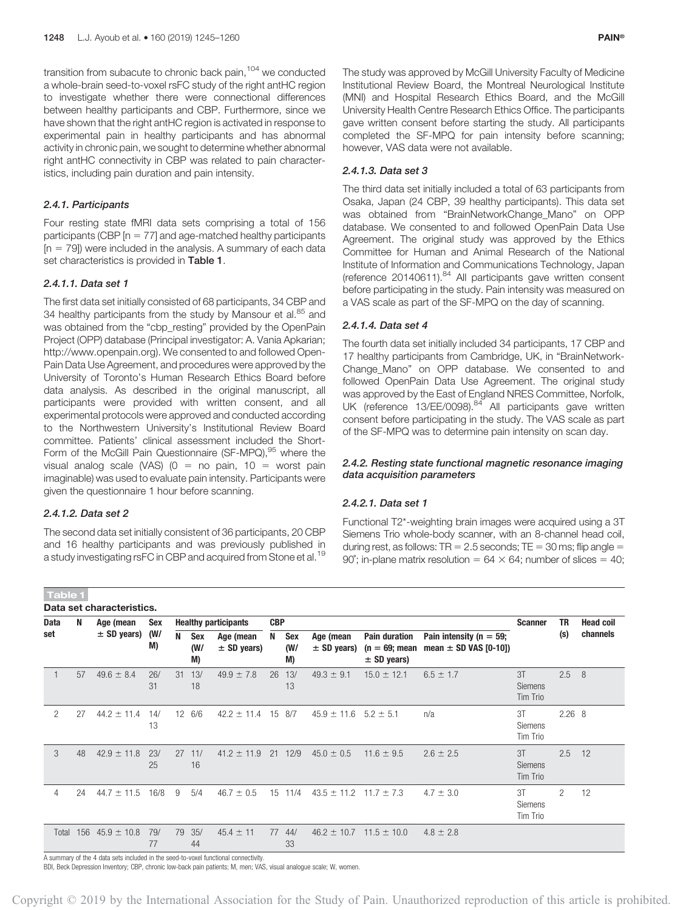transition from subacute to chronic back pain,[104] we conducted a whole-brain seed-to-voxel rsFC study of the right antHC region to investigate whether there were connectional differences between healthy participants and CBP. Furthermore, since we have shown that the right antHC region is activated in response to experimental pain in healthy participants and has abnormal activity in chronic pain, we sought to determine whether abnormal right antHC connectivity in CBP was related to pain characteristics, including pain duration and pain intensity.

#### 2.4.1. Participants

Four resting state fMRI data sets comprising a total of 156 participants (CBP [n = 77] and age-matched healthy participants [n = 79]) were included in the analysis. A summary of each data set characteristics is provided in **Table 1**.

##### 2.4.1.1. Data set 1

The first data set initially consisted of 68 participants, 34 CBP and 34 healthy participants from the study by Mansour et al.[85] and was obtained from the "cbp_resting" provided by the OpenPain Project (OPP) database (Principal investigator: A. Vania Apkarian; http://www.openpain.org). We consented to and followed OpenPain Data Use Agreement, and procedures were approved by the University of Toronto's Human Research Ethics Board before data analysis. As described in the original manuscript, all participants were provided with written consent, and all experimental protocols were approved and conducted according to the Northwestern University's Institutional Review Board committee. Patients' clinical assessment included the Short-Form of the McGill Pain Questionnaire (SF-MPQ),[95] where the visual analog scale (VAS) (0 = no pain, 10 = worst pain imaginable) was used to evaluate pain intensity. Participants were given the questionnaire 1 hour before scanning.

##### 2.4.1.2. Data set 2

The second data set initially consistent of 36 participants, 20 CBP and 16 healthy participants and was previously published in a study investigating rsFC in CBP and acquired from Stone et al.[19] The study was approved by McGill University Faculty of Medicine Institutional Review Board, the Montreal Neurological Institute (MNI) and Hospital Research Ethics Board, and the McGill University Health Centre Research Ethics Office. The participants gave written consent before starting the study. All participants completed the SF-MPQ for pain intensity before scanning; however, VAS data were not available.

##### 2.4.1.3. Data set 3

The third data set initially included a total of 63 participants from Osaka, Japan (24 CBP, 39 healthy participants). This data set was obtained from "BrainNetworkChange_Mano" on OPP database. We consented to and followed OpenPain Data Use Agreement. The original study was approved by the Ethics Committee for Human and Animal Research of the National Institute of Information and Communications Technology, Japan (reference 20140611).[84] All participants gave written consent before participating in the study. Pain intensity was measured on a VAS scale as part of the SF-MPQ on the day of scanning.

##### 2.4.1.4. Data set 4

The fourth data set initially included 34 participants, 17 CBP and 17 healthy participants from Cambridge, UK, in "BrainNetwork-Change_Mano" on OPP database. We consented to and followed OpenPain Data Use Agreement. The original study was approved by the East of England NRES Committee, Norfolk, UK (reference 13/EE/0098).[84] All participants gave written consent before participating in the study. The VAS scale as part of the SF-MPQ was to determine pain intensity on scan day.

#### 2.4.2. Resting state functional magnetic resonance imaging data acquisition parameters

##### 2.4.2.1. Data set 1

Functional T2*-weighting brain images were acquired using a 3T Siemens Trio whole-body scanner, with an 8-channel head coil, during rest, as follows: TR = 2.5 seconds; TE = 30 ms; flip angle = 90°; in-plane matrix resolution = 64 × 64; number of slices = 40;

**Table 1**

**Data set characteristics.**

| Data set | N | Age (mean ± SD years) | Sex (W/M) | Healthy participants | | | CBP | | | | | Scanner | TR (s) | Head coil channels |
|---|---|---|---|---|---|---|---|---|---|---|---|---|---|---|
| | | | | N | Sex (W/M) | Age (mean ± SD years) | N | Sex (W/M) | Age (mean ± SD years) | Pain duration (n = 69; mean ± SD years) | Pain intensity (n = 59; mean ± SD VAS [0-10]) | | | |
| 1 | 57 | 49.6 ± 8.4 | 26/31 | 31 | 13/18 | 49.9 ± 7.8 | 26 | 13/13 | 49.3 ± 9.1 | 15.0 ± 12.1 | 6.5 ± 1.7 | 3T Siemens Tim Trio | 2.5 | 8 |
| 2 | 27 | 44.2 ± 11.4 | 14/13 | 12 | 6/6 | 42.2 ± 11.4 | 15 | 8/7 | 45.9 ± 11.6 | 5.2 ± 5.1 | n/a | 3T Siemens Tim Trio | 2.26 | 8 |
| 3 | 48 | 42.9 ± 11.8 | 23/25 | 27 | 11/16 | 41.2 ± 11.9 | 21 | 12/9 | 45.0 ± 0.5 | 11.6 ± 9.5 | 2.6 ± 2.5 | 3T Siemens Tim Trio | 2.5 | 12 |
| 4 | 24 | 44.7 ± 11.5 | 16/8 | 9 | 5/4 | 46.7 ± 0.5 | 15 | 11/4 | 43.5 ± 11.2 | 11.7 ± 7.3 | 4.7 ± 3.0 | 3T Siemens Tim Trio | 2 | 12 |
| Total | 156 | 45.9 ± 10.8 | 79/77 | 79 | 35/44 | 45.4 ± 11 | 77 | 44/33 | 46.2 ± 10.7 | 11.5 ± 10.0 | 4.8 ± 2.8 | | | |

A summary of the 4 data sets included in the seed-to-voxel functional connectivity.

BDI, Beck Depression Inventory; CBP, chronic low-back pain patients; M, men; VAS, visual analogue scale; W, women.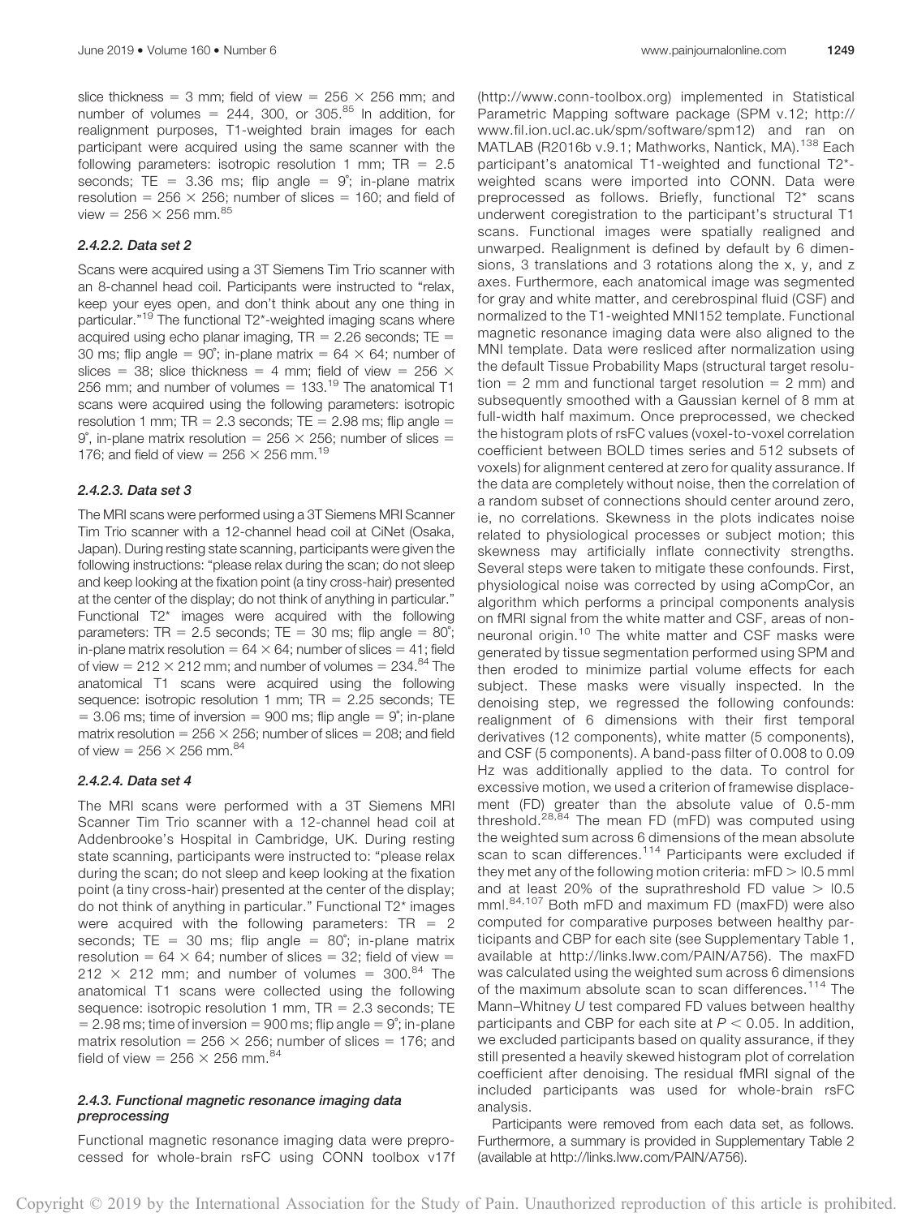slice thickness = 3 mm; field of view = 256 × 256 mm; and number of volumes = 244, 300, or 305.[85] In addition, for realignment purposes, T1-weighted brain images for each participant were acquired using the same scanner with the following parameters: isotropic resolution 1 mm; TR = 2.5 seconds; TE = 3.36 ms; flip angle = 9°; in-plane matrix resolution = 256 × 256; number of slices = 160; and field of view = 256 × 256 mm.[85]

#### 2.4.2.2. Data set 2

Scans were acquired using a 3T Siemens Tim Trio scanner with an 8-channel head coil. Participants were instructed to "relax, keep your eyes open, and don't think about any one thing in particular."[19] The functional T2*-weighted imaging scans where acquired using echo planar imaging, TR = 2.26 seconds; TE = 30 ms; flip angle = 90°; in-plane matrix = 64 × 64; number of slices = 38; slice thickness = 4 mm; field of view = 256 × 256 mm; and number of volumes = 133.[19] The anatomical T1 scans were acquired using the following parameters: isotropic resolution 1 mm; TR = 2.3 seconds; TE = 2.98 ms; flip angle = 9°, in-plane matrix resolution = 256 × 256; number of slices = 176; and field of view = 256 × 256 mm.[19]

#### 2.4.2.3. Data set 3

The MRI scans were performed using a 3T Siemens MRI Scanner Tim Trio scanner with a 12-channel head coil at CiNet (Osaka, Japan). During resting state scanning, participants were given the following instructions: "please relax during the scan; do not sleep and keep looking at the fixation point (a tiny cross-hair) presented at the center of the display; do not think of anything in particular." Functional T2* images were acquired with the following parameters: TR = 2.5 seconds; TE = 30 ms; flip angle = 80°; in-plane matrix resolution = 64 × 64; number of slices = 41; field of view = 212 × 212 mm; and number of volumes = 234.[84] The anatomical T1 scans were acquired using the following sequence: isotropic resolution 1 mm; TR = 2.25 seconds; TE = 3.06 ms; time of inversion = 900 ms; flip angle = 9°; in-plane matrix resolution = 256 × 256; number of slices = 208; and field of view = 256 × 256 mm.[84]

#### 2.4.2.4. Data set 4

The MRI scans were performed with a 3T Siemens MRI Scanner Tim Trio scanner with a 12-channel head coil at Addenbrooke's Hospital in Cambridge, UK. During resting state scanning, participants were instructed to: "please relax during the scan; do not sleep and keep looking at the fixation point (a tiny cross-hair) presented at the center of the display; do not think of anything in particular." Functional T2* images were acquired with the following parameters: TR = 2 seconds; TE = 30 ms; flip angle = 80°; in-plane matrix resolution = 64 × 64; number of slices = 32; field of view = 212 × 212 mm; and number of volumes = 300.[84] The anatomical T1 scans were collected using the following sequence: isotropic resolution 1 mm, TR = 2.3 seconds; TE = 2.98 ms; time of inversion = 900 ms; flip angle = 9°; in-plane matrix resolution = 256 × 256; number of slices = 176; and field of view = 256 × 256 mm.[84]

### 2.4.3. Functional magnetic resonance imaging data preprocessing

Functional magnetic resonance imaging data were preprocessed for whole-brain rsFC using CONN toolbox v17f (http://www.conn-toolbox.org) implemented in Statistical Parametric Mapping software package (SPM v.12; http://www.fil.ion.ucl.ac.uk/spm/software/spm12) and ran on MATLAB (R2016b v.9.1; Mathworks, Nantick, MA).[138] Each participant's anatomical T1-weighted and functional T2*-weighted scans were imported into CONN. Data were preprocessed as follows. Briefly, functional T2* scans underwent coregistration to the participant's structural T1 scans. Functional images were spatially realigned and unwarped. Realignment is defined by default by 6 dimensions, 3 translations and 3 rotations along the x, y, and z axes. Furthermore, each anatomical image was segmented for gray and white matter, and cerebrospinal fluid (CSF) and normalized to the T1-weighted MNI152 template. Functional magnetic resonance imaging data were also aligned to the MNI template. Data were resliced after normalization using the default Tissue Probability Maps (structural target resolution = 2 mm and functional target resolution = 2 mm) and subsequently smoothed with a Gaussian kernel of 8 mm at full-width half maximum. Once preprocessed, we checked the histogram plots of rsFC values (voxel-to-voxel correlation coefficient between BOLD times series and 512 subsets of voxels) for alignment centered at zero for quality assurance. If the data are completely without noise, then the correlation of a random subset of connections should center around zero, ie, no correlations. Skewness in the plots indicates noise related to physiological processes or subject motion; this skewness may artificially inflate connectivity strengths. Several steps were taken to mitigate these confounds. First, physiological noise was corrected by using aCompCor, an algorithm which performs a principal components analysis on fMRI signal from the white matter and CSF, areas of non-neuronal origin.[10] The white matter and CSF masks were generated by tissue segmentation performed using SPM and then eroded to minimize partial volume effects for each subject. These masks were visually inspected. In the denoising step, we regressed the following confounds: realignment of 6 dimensions with their first temporal derivatives (12 components), white matter (5 components), and CSF (5 components). A band-pass filter of 0.008 to 0.09 Hz was additionally applied to the data. To control for excessive motion, we used a criterion of framewise displacement (FD) greater than the absolute value of 0.5-mm threshold.[28,84] The mean FD (mFD) was computed using the weighted sum across 6 dimensions of the mean absolute scan to scan differences.[114] Participants were excluded if they met any of the following motion criteria: mFD > |0.5 mm| and at least 20% of the suprathreshold FD value > |0.5 mm|.[84,107] Both mFD and maximum FD (maxFD) were also computed for comparative purposes between healthy participants and CBP for each site (see Supplementary Table 1, available at http://links.lww.com/PAIN/A756). The maxFD was calculated using the weighted sum across 6 dimensions of the maximum absolute scan to scan differences.[114] The Mann–Whitney *U* test compared FD values between healthy participants and CBP for each site at $P < 0.05$. In addition, we excluded participants based on quality assurance, if they still presented a heavily skewed histogram plot of correlation coefficient after denoising. The residual fMRI signal of the included participants was used for whole-brain rsFC analysis.

Participants were removed from each data set, as follows. Furthermore, a summary is provided in Supplementary Table 2 (available at http://links.lww.com/PAIN/A756).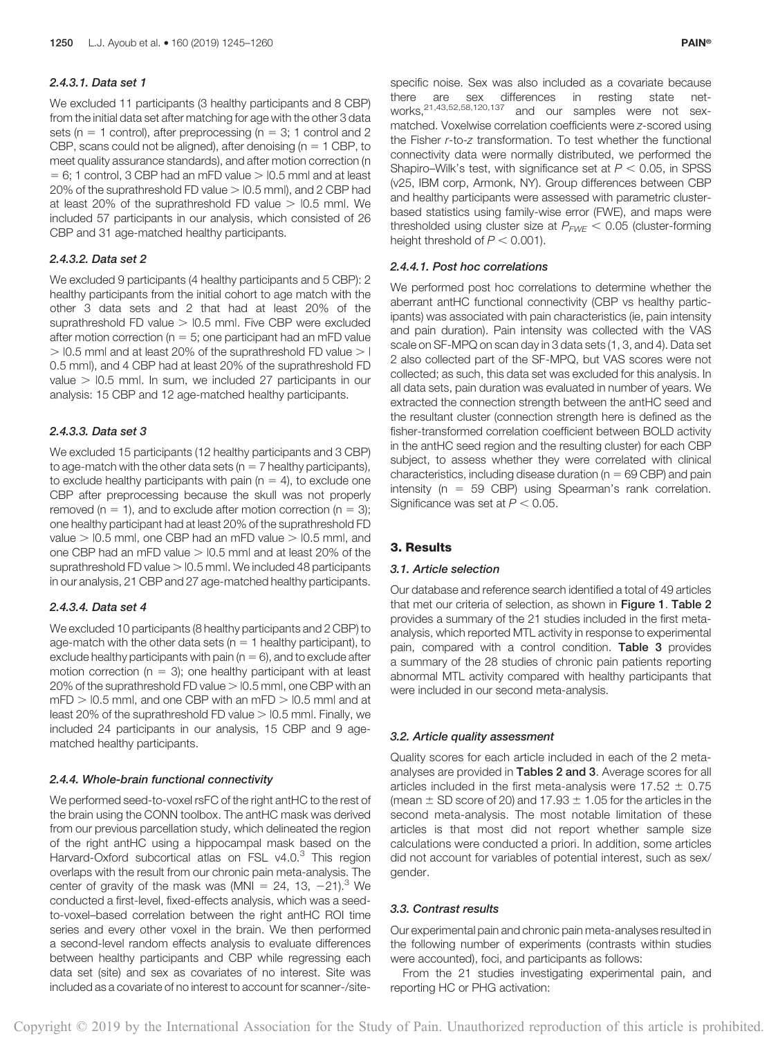#### 2.4.3.1. Data set 1

We excluded 11 participants (3 healthy participants and 8 CBP) from the initial data set after matching for age with the other 3 data sets (n = 1 control), after preprocessing (n = 3; 1 control and 2 CBP, scans could not be aligned), after denoising (n = 1 CBP, to meet quality assurance standards), and after motion correction (n = 6; 1 control, 3 CBP had an mFD value > |0.5 mm| and at least 20% of the suprathreshold FD value > |0.5 mm|), and 2 CBP had at least 20% of the suprathreshold FD value > |0.5 mm|. We included 57 participants in our analysis, which consisted of 26 CBP and 31 age-matched healthy participants.

#### 2.4.3.2. Data set 2

We excluded 9 participants (4 healthy participants and 5 CBP): 2 healthy participants from the initial cohort to age match with the other 3 data sets and 2 that had at least 20% of the suprathreshold FD value > |0.5 mm|. Five CBP were excluded after motion correction (n = 5; one participant had an mFD value > |0.5 mm| and at least 20% of the suprathreshold FD value > |0.5 mm|), and 4 CBP had at least 20% of the suprathreshold FD value > |0.5 mm|. In sum, we included 27 participants in our analysis: 15 CBP and 12 age-matched healthy participants.

#### 2.4.3.3. Data set 3

We excluded 15 participants (12 healthy participants and 3 CBP) to age-match with the other data sets (n = 7 healthy participants), to exclude healthy participants with pain (n = 4), to exclude one CBP after preprocessing because the skull was not properly removed (n = 1), and to exclude after motion correction (n = 3); one healthy participant had at least 20% of the suprathreshold FD value > |0.5 mm|, one CBP had an mFD value > |0.5 mm|, and one CBP had an mFD value > |0.5 mm| and at least 20% of the suprathreshold FD value > |0.5 mm|. We included 48 participants in our analysis, 21 CBP and 27 age-matched healthy participants.

#### 2.4.3.4. Data set 4

We excluded 10 participants (8 healthy participants and 2 CBP) to age-match with the other data sets (n = 1 healthy participant), to exclude healthy participants with pain (n = 6), and to exclude after motion correction (n = 3); one healthy participant with at least 20% of the suprathreshold FD value > |0.5 mm|, one CBP with an mFD > |0.5 mm|, and one CBP with an mFD > |0.5 mm| and at least 20% of the suprathreshold FD value > |0.5 mm|. Finally, we included 24 participants in our analysis, 15 CBP and 9 age-matched healthy participants.

### 2.4.4. Whole-brain functional connectivity

We performed seed-to-voxel rsFC of the right antHC to the rest of the brain using the CONN toolbox. The antHC mask was derived from our previous parcellation study, which delineated the region of the right antHC using a hippocampal mask based on the Harvard-Oxford subcortical atlas on FSL v4.0.[3] This region overlaps with the result from our chronic pain meta-analysis. The center of gravity of the mask was (MNI = 24, 13, −21).[3] We conducted a first-level, fixed-effects analysis, which was a seed-to-voxel–based correlation between the right antHC ROI time series and every other voxel in the brain. We then performed a second-level random effects analysis to evaluate differences between healthy participants and CBP while regressing each data set (site) and sex as covariates of no interest. Site was included as a covariate of no interest to account for scanner-/site-specific noise. Sex was also included as a covariate because there are sex differences in resting state networks,[21,43,52,58,120,137] and our samples were not sex-matched. Voxelwise correlation coefficients were *z*-scored using the Fisher *r*-to-*z* transformation. To test whether the functional connectivity data were normally distributed, we performed the Shapiro–Wilk's test, with significance set at $P < 0.05$, in SPSS (v25, IBM corp, Armonk, NY). Group differences between CBP and healthy participants were assessed with parametric cluster-based statistics using family-wise error (FWE), and maps were thresholded using cluster size at $P_{FWE} < 0.05$ (cluster-forming height threshold of $P < 0.001$).

#### 2.4.4.1. Post hoc correlations

We performed post hoc correlations to determine whether the aberrant antHC functional connectivity (CBP vs healthy participants) was associated with pain characteristics (ie, pain intensity and pain duration). Pain intensity was collected with the VAS scale on SF-MPQ on scan day in 3 data sets (1, 3, and 4). Data set 2 also collected part of the SF-MPQ, but VAS scores were not collected; as such, this data set was excluded for this analysis. In all data sets, pain duration was evaluated in number of years. We extracted the connection strength between the antHC seed and the resultant cluster (connection strength here is defined as the fisher-transformed correlation coefficient between BOLD activity in the antHC seed region and the resulting cluster) for each CBP subject, to assess whether they were correlated with clinical characteristics, including disease duration (n = 69 CBP) and pain intensity (n = 59 CBP) using Spearman's rank correlation. Significance was set at $P < 0.05$.

## 3. Results

### 3.1. Article selection

Our database and reference search identified a total of 49 articles that met our criteria of selection, as shown in **Figure 1**. **Table 2** provides a summary of the 21 studies included in the first meta-analysis, which reported MTL activity in response to experimental pain, compared with a control condition. **Table 3** provides a summary of the 28 studies of chronic pain patients reporting abnormal MTL activity compared with healthy participants that were included in our second meta-analysis.

### 3.2. Article quality assessment

Quality scores for each article included in each of the 2 meta-analyses are provided in **Tables 2 and 3**. Average scores for all articles included in the first meta-analysis were 17.52 ± 0.75 (mean ± SD score of 20) and 17.93 ± 1.05 for the articles in the second meta-analysis. The most notable limitation of these articles is that most did not report whether sample size calculations were conducted a priori. In addition, some articles did not account for variables of potential interest, such as sex/gender.

### 3.3. Contrast results

Our experimental pain and chronic pain meta-analyses resulted in the following number of experiments (contrasts within studies were accounted), foci, and participants as follows:

From the 21 studies investigating experimental pain, and reporting HC or PHG activation: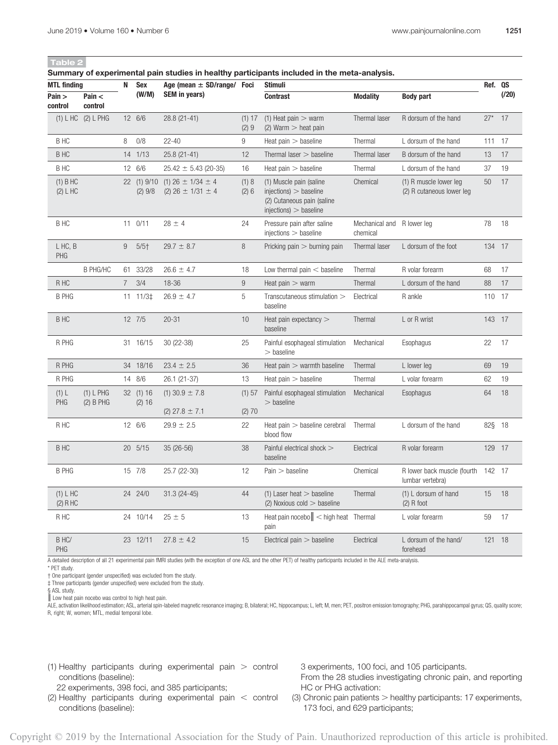**Table 2**

**Summary of experimental pain studies in healthy participants included in the meta-analysis.**

| MTL finding | | N | Sex (W/M) | Age (mean ± SD/range/ SEM in years) | Foci | Stimuli | | | Ref. | QS (/20) |
|---|---|---|---|---|---|---|---|---|---|---|
| Pain > control | Pain < control | | | | | Contrast | Modality | Body part | | |
| (1) L HC | (2) L PHG | 12 | 6/6 | 28.8 (21-41) | (1) 17 (2) 9 | (1) Heat pain > warm (2) Warm > heat pain | Thermal laser | R dorsum of the hand | 27* | 17 |
| B HC | | 8 | 0/8 | 22-40 | 9 | Heat pain > baseline | Thermal | L dorsum of the hand | 111 | 17 |
| B HC | | 14 | 1/13 | 25.8 (21-41) | 12 | Thermal laser > baseline | Thermal laser | B dorsum of the hand | 13 | 17 |
| B HC | | 12 | 6/6 | 25.42 ± 5.43 (20-35) | 16 | Heat pain > baseline | Thermal | L dorsum of the hand | 37 | 19 |
| (1) B HC (2) L HC | | 22 | (1) 9/10 (2) 9/8 | (1) 26 ± 1/34 ± 4 (2) 26 ± 1/31 ± 4 | (1) 8 (2) 6 | (1) Muscle pain (saline injections) > baseline (2) Cutaneous pain (saline injections) > baseline | Chemical | (1) R muscle lower leg (2) R cutaneous lower leg | 50 | 17 |
| B HC | | 11 | 0/11 | 28 ± 4 | 24 | Pressure pain after saline injections > baseline | Mechanical and chemical | R lower leg | 78 | 18 |
| L HC, B PHG | | 9 | 5/5† | 29.7 ± 8.7 | 8 | Pricking pain > burning pain | Thermal laser | L dorsum of the foot | 134 | 17 |
| | B PHG/HC | 61 | 33/28 | 26.6 ± 4.7 | 18 | Low thermal pain < baseline | Thermal | R volar forearm | 68 | 17 |
| R HC | | 7 | 3/4 | 18-36 | 9 | Heat pain > warm | Thermal | L dorsum of the hand | 88 | 17 |
| B PHG | | 11 | 11/3‡ | 26.9 ± 4.7 | 5 | Transcutaneous stimulation > baseline | Electrical | R ankle | 110 | 17 |
| B HC | | 12 | 7/5 | 20-31 | 10 | Heat pain expectancy > baseline | Thermal | L or R wrist | 143 | 17 |
| R PHG | | 31 | 16/15 | 30 (22-38) | 25 | Painful esophageal stimulation > baseline | Mechanical | Esophagus | 22 | 17 |
| R PHG | | 34 | 18/16 | 23.4 ± 2.5 | 36 | Heat pain > warmth baseline | Thermal | L lower leg | 69 | 19 |
| R PHG | | 14 | 8/6 | 26.1 (21-37) | 13 | Heat pain > baseline | Thermal | L volar forearm | 62 | 19 |
| (1) L PHG | (1) L PHG (2) B PHG | 32 | (1) 16 (2) 16 | (1) 30.9 ± 7.8 (2) 27.8 ± 7.1 | (1) 57 (2) 70 | Painful esophageal stimulation > baseline | Mechanical | Esophagus | 64 | 18 |
| R HC | | 12 | 6/6 | 29.9 ± 2.5 | 22 | Heat pain > baseline cerebral blood flow | Thermal | L dorsum of the hand | 82§ | 18 |
| B HC | | 20 | 5/15 | 35 (26-56) | 38 | Painful electrical shock > baseline | Electrical | R volar forearm | 129 | 17 |
| B PHG | | 15 | 7/8 | 25.7 (22-30) | 12 | Pain > baseline | Chemical | R lower back muscle (fourth lumbar vertebra) | 142 | 17 |
| (1) L HC (2) R HC | | 24 | 24/0 | 31.3 (24-45) | 44 | (1) Laser heat > baseline (2) Noxious cold > baseline | Thermal | (1) L dorsum of hand (2) R foot | 15 | 18 |
| R HC | | 24 | 10/14 | 25 ± 5 | 13 | Heat pain nocebo‖ < high heat pain | Thermal | L volar forearm | 59 | 17 |
| B HC/ PHG | | 23 | 12/11 | 27.8 ± 4.2 | 15 | Electrical pain > baseline | Electrical | L dorsum of the hand/ forehead | 121 | 18 |

A detailed description of all 21 experimental pain fMRI studies (with the exception of one ASL and the other PET) of healthy participants included in the ALE meta-analysis.

\* PET study.

† One participant (gender unspecified) was excluded from the study.

‡ Three participants (gender unspecified) were excluded from the study.

§ ASL study.

‖ Low heat pain nocebo was control to high heat pain.

ALE, activation likelihood estimation; ASL, arterial spin-labeled magnetic resonance imaging; B, bilateral; HC, hippocampus; L, left; M, men; PET, positron emission tomography; PHG, parahippocampal gyrus; QS, quality score; R, right; W, women; MTL, medial temporal lobe.

(1) Healthy participants during experimental pain > control conditions (baseline):
    22 experiments, 398 foci, and 385 participants;
(2) Healthy participants during experimental pain < control conditions (baseline):
    3 experiments, 100 foci, and 105 participants.

From the 28 studies investigating chronic pain, and reporting HC or PHG activation:

(3) Chronic pain patients > healthy participants: 17 experiments, 173 foci, and 629 participants;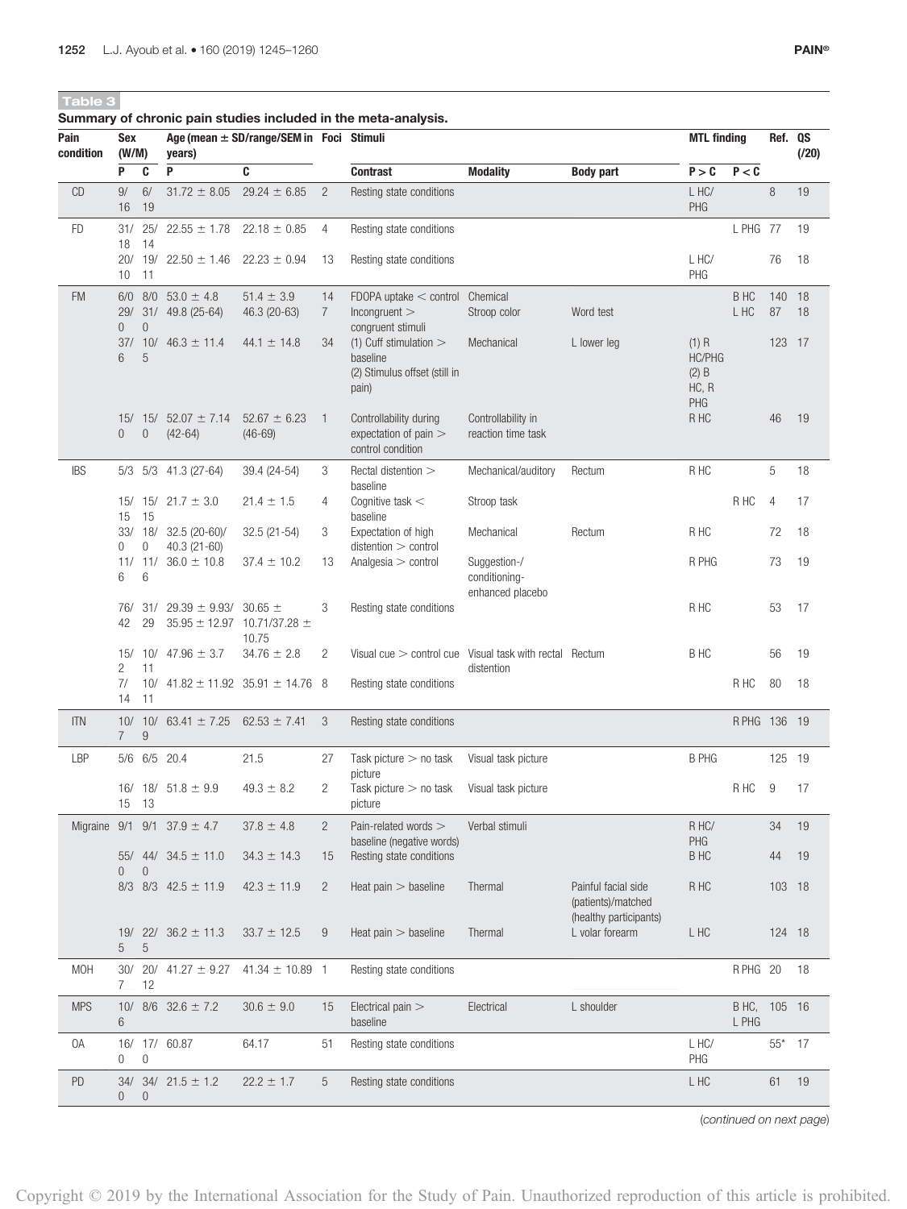**Table 3**

**Summary of chronic pain studies included in the meta-analysis.**

| Pain condition | Sex (W/M) | | Age (mean ± SD/range/SEM in years) | | Foci | Stimuli | | | MTL finding | | Ref. | QS (/20) |
|---|---|---|---|---|---|---|---|---|---|---|---|---|
| | P | C | P | C | | Contrast | Modality | Body part | P > C | P < C | | |
| CD | 9/16 | 6/19 | 31.72 ± 8.05 | 29.24 ± 6.85 | 2 | Resting state conditions | | | L HC/PHG | | 8 | 19 |
| FD | 31/18 | 25/14 | 22.55 ± 1.78 | 22.18 ± 0.85 | 4 | Resting state conditions | | | | L PHG | 77 | 19 |
| | 20/10 | 19/11 | 22.50 ± 1.46 | 22.23 ± 0.94 | 13 | Resting state conditions | | | L HC/PHG | | 76 | 18 |
| FM | 6/0 | 8/0 | 53.0 ± 4.8 | 51.4 ± 3.9 | 14 | FDOPA uptake < control | Chemical | | | B HC | 140 | 18 |
| | 29/0 | 31/0 | 49.8 (25-64) | 46.3 (20-63) | 7 | Incongruent > congruent stimuli | Stroop color | Word test | | L HC | 87 | 18 |
| | 37/6 | 10/5 | 46.3 ± 11.4 | 44.1 ± 14.8 | 34 | (1) Cuff stimulation > baseline (2) Stimulus offset (still in pain) | Mechanical | L lower leg | (1) R HC/PHG (2) B HC, R PHG | | 123 | 17 |
| | 15/0 | 15/0 | 52.07 ± 7.14 (42-64) | 52.67 ± 6.23 (46-69) | 1 | Controllability during expectation of pain > control condition | Controllability in reaction time task | | R HC | | 46 | 19 |
| IBS | 5/3 | 5/3 | 41.3 (27-64) | 39.4 (24-54) | 3 | Rectal distention > baseline | Mechanical/auditory | Rectum | R HC | | 5 | 18 |
| | 15/15 | 15/15 | 21.7 ± 3.0 | 21.4 ± 1.5 | 4 | Cognitive task < baseline | Stroop task | | | R HC | 4 | 17 |
| | 33/0 | 18/0 | 32.5 (20-60)/ 40.3 (21-60) | 32.5 (21-54) | 3 | Expectation of high distention > control | Mechanical | Rectum | R HC | | 72 | 18 |
| | 11/6 | 11/6 | 36.0 ± 10.8 | 37.4 ± 10.2 | 13 | Analgesia > control | Suggestion-/conditioning-enhanced placebo | | R PHG | | 73 | 19 |
| | 76/42 | 31/29 | 29.39 ± 9.93/ 35.95 ± 12.97 | 30.65 ± 10.71/37.28 ± 10.75 | 3 | Resting state conditions | | | R HC | | 53 | 17 |
| | 15/2 | 10/11 | 47.96 ± 3.7 | 34.76 ± 2.8 | 2 | Visual cue > control cue | Visual task with rectal distention | Rectum | B HC | | 56 | 19 |
| | 7/14 | 10/11 | 41.82 ± 11.92 | 35.91 ± 14.76 | 8 | Resting state conditions | | | | R HC | 80 | 18 |
| ITN | 10/7 | 10/9 | 63.41 ± 7.25 | 62.53 ± 7.41 | 3 | Resting state conditions | | | | R PHG | 136 | 19 |
| LBP | 5/6 | 6/5 | 20.4 | 21.5 | 27 | Task picture > no task picture | Visual task picture | | B PHG | | 125 | 19 |
| | 16/15 | 18/13 | 51.8 ± 9.9 | 49.3 ± 8.2 | 2 | Task picture > no task picture | Visual task picture | | | R HC | 9 | 17 |
| Migraine | 9/1 | 9/1 | 37.9 ± 4.7 | 37.8 ± 4.8 | 2 | Pain-related words > baseline (negative words) | Verbal stimuli | | R HC/PHG | | 34 | 19 |
| | 55/0 | 44/0 | 34.5 ± 11.0 | 34.3 ± 14.3 | 15 | Resting state conditions | | | B HC | | 44 | 19 |
| | 8/3 | 8/3 | 42.5 ± 11.9 | 42.3 ± 11.9 | 2 | Heat pain > baseline | Thermal | Painful facial side (patients)/matched (healthy participants) | R HC | | 103 | 18 |
| | 19/5 | 22/5 | 36.2 ± 11.3 | 33.7 ± 12.5 | 9 | Heat pain > baseline | Thermal | L volar forearm | L HC | | 124 | 18 |
| MOH | 30/7 | 20/12 | 41.27 ± 9.27 | 41.34 ± 10.89 | 1 | Resting state conditions | | | | R PHG | 20 | 18 |
| MPS | 10/6 | 8/6 | 32.6 ± 7.2 | 30.6 ± 9.0 | 15 | Electrical pain > baseline | Electrical | L shoulder | | B HC, L PHG | 105 | 16 |
| OA | 16/0 | 17/0 | 60.87 | 64.17 | 51 | Resting state conditions | | | L HC/PHG | | 55* | 17 |
| PD | 34/0 | 34/0 | 21.5 ± 1.2 | 22.2 ± 1.7 | 5 | Resting state conditions | | | L HC | | 61 | 19 |

(*continued on next page*)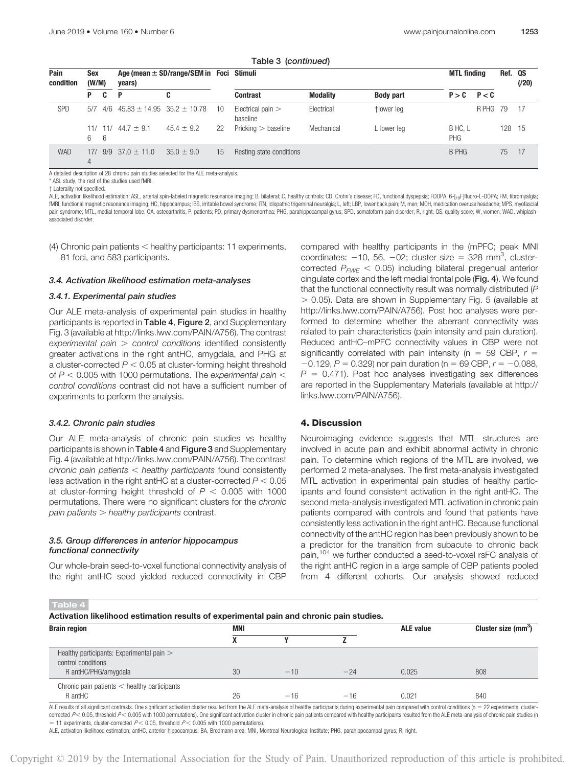Table 3 (continued)

| Pain condition | Sex (W/M) | | Age (mean ± SD/range/SEM in years) | | Foci | Stimuli | | | MTL finding | | Ref. | QS (/20) |
|---|---|---|---|---|---|---|---|---|---|---|---|---|
| | P | C | P | C | | Contrast | Modality | Body part | P > C | P < C | | |
| SPD | 5/7 | 4/6 | 45.83 ± 14.95 | 35.2 ± 10.78 | 10 | Electrical pain > baseline | Electrical | †lower leg | | R PHG | 79 | 17 |
| | 11/6 | 11/6 | 44.7 ± 9.1 | 45.4 ± 9.2 | 22 | Pricking > baseline | Mechanical | L lower leg | B HC, L PHG | | 128 | 15 |
| WAD | 17/4 | 9/9 | 37.0 ± 11.0 | 35.0 ± 9.0 | 15 | Resting state conditions | | | B PHG | | 75 | 17 |

A detailed description of 28 chronic pain studies selected for the ALE meta-analysis.

\* ASL study, the rest of the studies used fMRI.

† Laterality not specified.

ALE, activation likelihood estimation; ASL, arterial spin-labeled magnetic resonance imaging; B, bilateral; C, healthy controls; CD, Crohn's disease; FD, functional dyspepsia; FDOPA, 6-[18F]fluoro-L-DOPA; FM, fibromyalgia; fMRI, functional magnetic resonance imaging; HC, hippocampus; IBS, irritable bowel syndrome; ITN, idiopathic trigeminal neuralgia; L, left; LBP, lower back pain; M, men; MOH, medication overuse headache; MPS, myofascial pain syndrome; MTL, medial temporal lobe; OA, osteoarthritis; P, patients; PD, primary dysmenorrhea; PHG, parahippocampal gyrus; SPD, somatoform pain disorder; R, right; QS, quality score; W, women; WAD, whiplash-associated disorder.

(4) Chronic pain patients < healthy participants: 11 experiments, 81 foci, and 583 participants.

### 3.4. Activation likelihood estimation meta-analyses

#### 3.4.1. Experimental pain studies

Our ALE meta-analysis of experimental pain studies in healthy participants is reported in **Table 4**, **Figure 2**, and Supplementary Fig. 3 (available at http://links.lww.com/PAIN/A756). The contrast *experimental pain > control conditions* identified consistently greater activations in the right antHC, amygdala, and PHG at a cluster-corrected $P < 0.05$ at cluster-forming height threshold of $P < 0.005$ with 1000 permutations. The *experimental pain < control conditions* contrast did not have a sufficient number of experiments to perform the analysis.

#### 3.4.2. Chronic pain studies

Our ALE meta-analysis of chronic pain studies vs healthy participants is shown in **Table 4** and **Figure 3** and Supplementary Fig. 4 (available at http://links.lww.com/PAIN/A756). The contrast *chronic pain patients < healthy participants* found consistently less activation in the right antHC at a cluster-corrected $P < 0.05$ at cluster-forming height threshold of $P < 0.005$ with 1000 permutations. There were no significant clusters for the *chronic pain patients > healthy participants* contrast.

### 3.5. Group differences in anterior hippocampus functional connectivity

Our whole-brain seed-to-voxel functional connectivity analysis of the right antHC seed yielded reduced connectivity in CBP compared with healthy participants in the (mPFC; peak MNI coordinates: −10, 56, −02; cluster size = 328 mm$^3$, cluster-corrected $P_{FWE} < 0.05$) including bilateral pregenual anterior cingulate cortex and the left medial frontal pole (**Fig. 4**). We found that the functional connectivity result was normally distributed ($P > 0.05$). Data are shown in Supplementary Fig. 5 (available at http://links.lww.com/PAIN/A756). Post hoc analyses were performed to determine whether the aberrant connectivity was related to pain characteristics (pain intensity and pain duration). Reduced antHC–mPFC connectivity values in CBP were not significantly correlated with pain intensity (n = 59 CBP, $r = -0.129$, $P = 0.329$) nor pain duration (n = 69 CBP, $r = -0.088$, $P = 0.471$). Post hoc analyses investigating sex differences are reported in the Supplementary Materials (available at http://links.lww.com/PAIN/A756).

## 4. Discussion

Neuroimaging evidence suggests that MTL structures are involved in acute pain and exhibit abnormal activity in chronic pain. To determine which regions of the MTL are involved, we performed 2 meta-analyses. The first meta-analysis investigated MTL activation in experimental pain studies of healthy participants and found consistent activation in the right antHC. The second meta-analysis investigated MTL activation in chronic pain patients compared with controls and found that patients have consistently less activation in the right antHC. Because functional connectivity of the antHC region has been previously shown to be a predictor for the transition from subacute to chronic back pain,[104] we further conducted a seed-to-voxel rsFC analysis of the right antHC region in a large sample of CBP patients pooled from 4 different cohorts. Our analysis showed reduced

**Table 4**

**Activation likelihood estimation results of experimental pain and chronic pain studies.**

| Brain region | MNI | | | ALE value | Cluster size (mm$^3$) |
|---|---|---|---|---|---|
| | X | Y | Z | | |
| Healthy participants: Experimental pain > control conditions | | | | | |
| R antHC/PHG/amygdala | 30 | −10 | −24 | 0.025 | 808 |
| Chronic pain patients < healthy participants | | | | | |
| R antHC | 26 | −16 | −16 | 0.021 | 840 |

ALE results of all significant contrasts. One significant activation cluster resulted from the ALE meta-analysis of healthy participants during experimental pain compared with control conditions (n = 22 experiments, cluster-corrected $P < 0.05$, threshold $P < 0.005$ with 1000 permutations). One significant activation cluster in chronic pain patients compared with healthy participants resulted from the ALE meta-analysis of chronic pain studies (n = 11 experiments, cluster-corrected $P < 0.05$, threshold $P < 0.005$ with 1000 permutations).

ALE, activation likelihood estimation; antHC, anterior hippocampus; BA, Brodmann area; MNI, Montreal Neurological Institute; PHG, parahippocampal gyrus; R, right.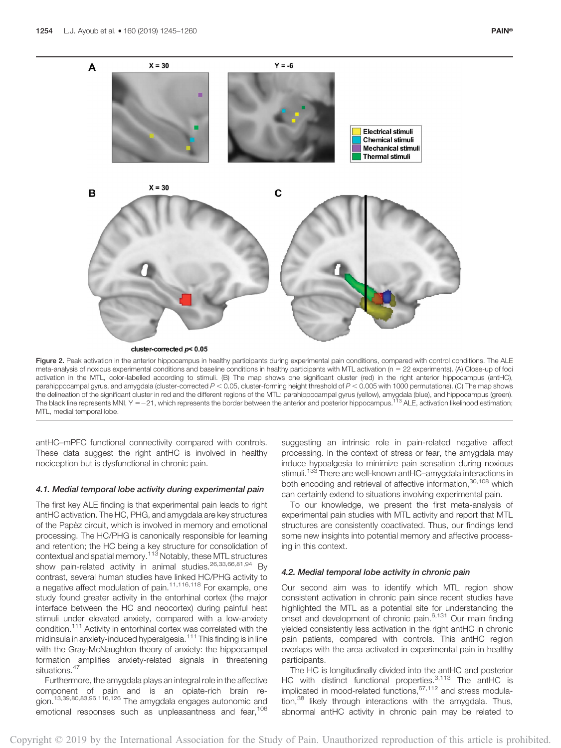Figure 2. Peak activation in the anterior hippocampus in healthy participants during experimental pain conditions, compared with control conditions. The ALE meta-analysis of noxious experimental conditions and baseline conditions in healthy participants with MTL activation (n = 22 experiments). (A) Close-up of foci activation in the MTL, color-labelled according to stimuli. (B) The map shows one significant cluster (red) in the right anterior hippocampus (antHC), parahippocampal gyrus, and amygdala (cluster-corrected $P < 0.05$, cluster-forming height threshold of $P < 0.005$ with 1000 permutations). (C) The map shows the delineation of the significant cluster in red and the different regions of the MTL: parahippocampal gyrus (yellow), amygdala (blue), and hippocampus (green). The black line represents MNI, Y = −21, which represents the border between the anterior and posterior hippocampus.[113] ALE, activation likelihood estimation; MTL, medial temporal lobe.

antHC–mPFC functional connectivity compared with controls. These data suggest the right antHC is involved in healthy nociception but is dysfunctional in chronic pain.

### 4.1. Medial temporal lobe activity during experimental pain

The first key ALE finding is that experimental pain leads to right antHC activation. The HC, PHG, and amygdala are key structures of the Papèz circuit, which is involved in memory and emotional processing. The HC/PHG is canonically responsible for learning and retention; the HC being a key structure for consolidation of contextual and spatial memory.[113] Notably, these MTL structures show pain-related activity in animal studies.[26,33,66,81,94] By contrast, several human studies have linked HC/PHG activity to a negative affect modulation of pain.[11,116,118] For example, one study found greater activity in the entorhinal cortex (the major interface between the HC and neocortex) during painful heat stimuli under elevated anxiety, compared with a low-anxiety condition.[111] Activity in entorhinal cortex was correlated with the midinsula in anxiety-induced hyperalgesia.[111] This finding is in line with the Gray-McNaughton theory of anxiety: the hippocampal formation amplifies anxiety-related signals in threatening situations.[47]

Furthermore, the amygdala plays an integral role in the affective component of pain and is an opiate-rich brain region.[13,39,80,83,96,116,126] The amygdala engages autonomic and emotional responses such as unpleasantness and fear,[106] suggesting an intrinsic role in pain-related negative affect processing. In the context of stress or fear, the amygdala may induce hypoalgesia to minimize pain sensation during noxious stimuli.[133] There are well-known antHC–amygdala interactions in both encoding and retrieval of affective information,[30,108] which can certainly extend to situations involving experimental pain.

To our knowledge, we present the first meta-analysis of experimental pain studies with MTL activity and report that MTL structures are consistently coactivated. Thus, our findings lend some new insights into potential memory and affective processing in this context.

### 4.2. Medial temporal lobe activity in chronic pain

Our second aim was to identify which MTL region show consistent activation in chronic pain since recent studies have highlighted the MTL as a potential site for understanding the onset and development of chronic pain.[6,131] Our main finding yielded consistently less activation in the right antHC in chronic pain patients, compared with controls. This antHC region overlaps with the area activated in experimental pain in healthy participants.

The HC is longitudinally divided into the antHC and posterior HC with distinct functional properties.[3,113] The antHC is implicated in mood-related functions,[67,112] and stress modulation,[38] likely through interactions with the amygdala. Thus, abnormal antHC activity in chronic pain may be related to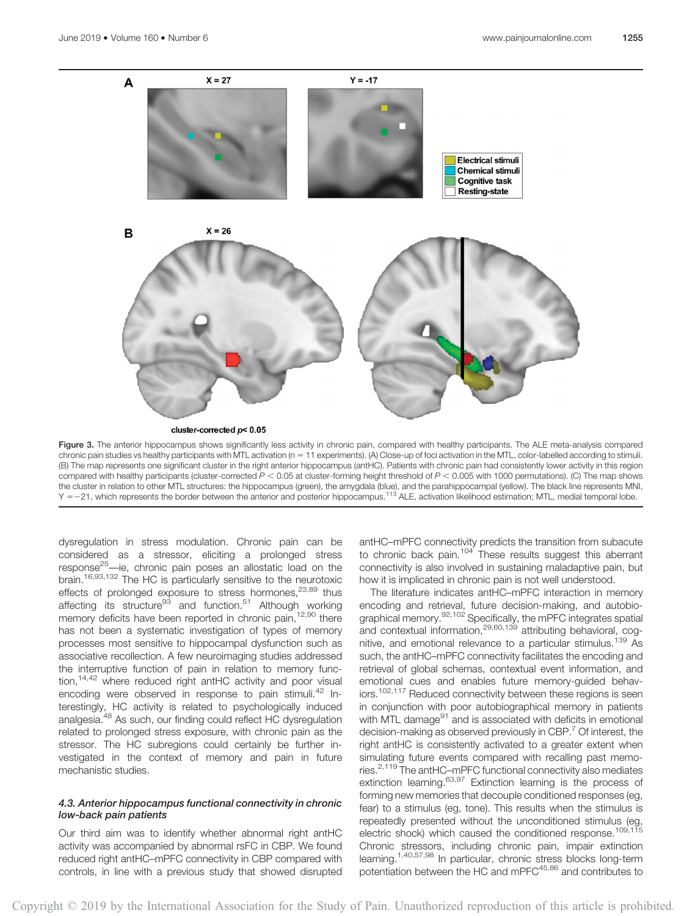**Figure 3.** The anterior hippocampus shows significantly less activity in chronic pain, compared with healthy participants. The ALE meta-analysis compared chronic pain studies vs healthy participants with MTL activation (n = 11 experiments). (A) Close-up of foci activation in the MTL, color-labelled according to stimuli. (B) The map represents one significant cluster in the right anterior hippocampus (antHC). Patients with chronic pain had consistently lower activity in this region compared with healthy participants (cluster-corrected $P < 0.05$ at cluster-forming height threshold of $P < 0.005$ with 1000 permutations). (C) The map shows the cluster in relation to other MTL structures: the hippocampus (green), the amygdala (blue), and the parahippocampal (yellow). The black line represents MNI, Y = −21, which represents the border between the anterior and posterior hippocampus.[113] ALE, activation likelihood estimation; MTL, medial temporal lobe.

dysregulation in stress modulation. Chronic pain can be considered as a stressor, eliciting a prolonged stress response[25]—ie, chronic pain poses an allostatic load on the brain.[16,93,132] The HC is particularly sensitive to the neurotoxic effects of prolonged exposure to stress hormones,[23,89] thus affecting its structure[93] and function.[51] Although working memory deficits have been reported in chronic pain,[12,90] there has not been a systematic investigation of types of memory processes most sensitive to hippocampal dysfunction such as associative recollection. A few neuroimaging studies addressed the interruptive function of pain in relation to memory function,[14,42] where reduced right antHC activity and poor visual encoding were observed in response to pain stimuli.[42] Interestingly, HC activity is related to psychologically induced analgesia.[48] As such, our finding could reflect HC dysregulation related to prolonged stress exposure, with chronic pain as the stressor. The HC subregions could certainly be further investigated in the context of memory and pain in future mechanistic studies.

### 4.3. Anterior hippocampus functional connectivity in chronic low-back pain patients

Our third aim was to identify whether abnormal right antHC activity was accompanied by abnormal rsFC in CBP. We found reduced right antHC–mPFC connectivity in CBP compared with controls, in line with a previous study that showed disrupted antHC–mPFC connectivity predicts the transition from subacute to chronic back pain.[104] These results suggest this aberrant connectivity is also involved in sustaining maladaptive pain, but how it is implicated in chronic pain is not well understood.

The literature indicates antHC–mPFC interaction in memory encoding and retrieval, future decision-making, and autobiographical memory.[92,102] Specifically, the mPFC integrates spatial and contextual information,[29,60,139] attributing behavioral, cognitive, and emotional relevance to a particular stimulus.[139] As such, the antHC–mPFC connectivity facilitates the encoding and retrieval of global schemas, contextual event information, and emotional cues and enables future memory-guided behaviors.[102,117] Reduced connectivity between these regions is seen in conjunction with poor autobiographical memory in patients with MTL damage[91] and is associated with deficits in emotional decision-making as observed previously in CBP.[7] Of interest, the right antHC is consistently activated to a greater extent when simulating future events compared with recalling past memories.[2,119] The antHC–mPFC functional connectivity also mediates extinction learning.[63,97] Extinction learning is the process of forming new memories that decouple conditioned responses (eg, fear) to a stimulus (eg, tone). This results when the stimulus is repeatedly presented without the unconditioned stimulus (eg, electric shock) which caused the conditioned response.[109,115] Chronic stressors, including chronic pain, impair extinction learning.[1,40,57,98] In particular, chronic stress blocks long-term potentiation between the HC and mPFC[45,86] and contributes to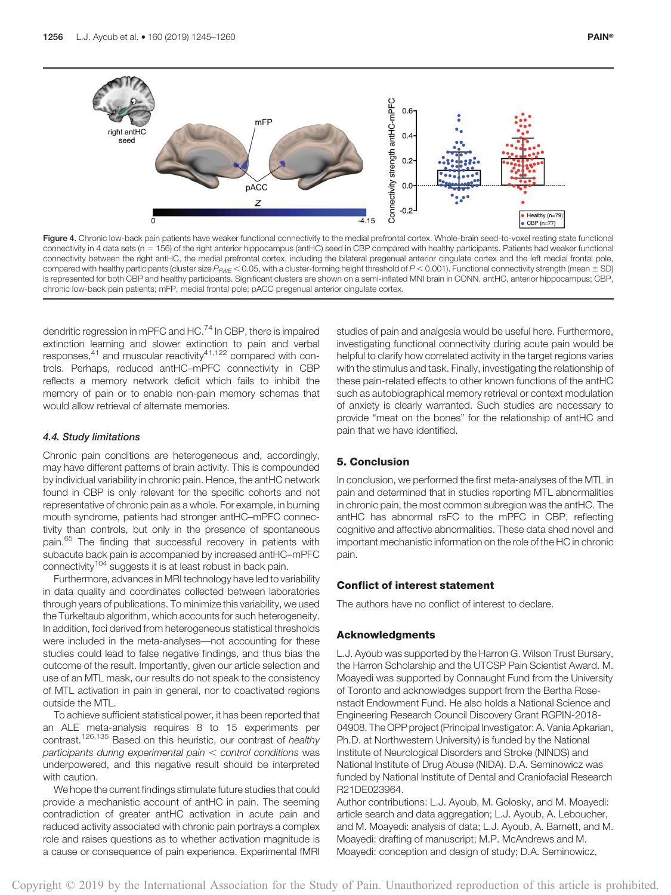Figure 4. Chronic low-back pain patients have weaker functional connectivity to the medial prefrontal cortex. Whole-brain seed-to-voxel resting state functional connectivity in 4 data sets (n = 156) of the right anterior hippocampus (antHC) seed in CBP compared with healthy participants. Patients had weaker functional connectivity between the right antHC, the medial prefrontal cortex, including the bilateral pregenual anterior cingulate cortex and the left medial frontal pole, compared with healthy participants (cluster size $P_{FWE} < 0.05$, with a cluster-forming height threshold of $P < 0.001$). Functional connectivity strength (mean ± SD) is represented for both CBP and healthy participants. Significant clusters are shown on a semi-inflated MNI brain in CONN. antHC, anterior hippocampus; CBP, chronic low-back pain patients; mFP, medial frontal pole; pACC pregenual anterior cingulate cortex.

dendritic regression in mPFC and HC.[74] In CBP, there is impaired extinction learning and slower extinction to pain and verbal responses,[41] and muscular reactivity[41,122] compared with controls. Perhaps, reduced antHC–mPFC connectivity in CBP reflects a memory network deficit which fails to inhibit the memory of pain or to enable non-pain memory schemas that would allow retrieval of alternate memories.

### 4.4. Study limitations

Chronic pain conditions are heterogeneous and, accordingly, may have different patterns of brain activity. This is compounded by individual variability in chronic pain. Hence, the antHC network found in CBP is only relevant for the specific cohorts and not representative of chronic pain as a whole. For example, in burning mouth syndrome, patients had stronger antHC–mPFC connectivity than controls, but only in the presence of spontaneous pain.[65] The finding that successful recovery in patients with subacute back pain is accompanied by increased antHC–mPFC connectivity[104] suggests it is at least robust in back pain.

Furthermore, advances in MRI technology have led to variability in data quality and coordinates collected between laboratories through years of publications. To minimize this variability, we used the Turkeltaub algorithm, which accounts for such heterogeneity. In addition, foci derived from heterogeneous statistical thresholds were included in the meta-analyses—not accounting for these studies could lead to false negative findings, and thus bias the outcome of the result. Importantly, given our article selection and use of an MTL mask, our results do not speak to the consistency of MTL activation in pain in general, nor to coactivated regions outside the MTL.

To achieve sufficient statistical power, it has been reported that an ALE meta-analysis requires 8 to 15 experiments per contrast.[126,135] Based on this heuristic, our contrast of *healthy participants during experimental pain < control conditions* was underpowered, and this negative result should be interpreted with caution.

We hope the current findings stimulate future studies that could provide a mechanistic account of antHC in pain. The seeming contradiction of greater antHC activation in acute pain and reduced activity associated with chronic pain portrays a complex role and raises questions as to whether activation magnitude is a cause or consequence of pain experience. Experimental fMRI studies of pain and analgesia would be useful here. Furthermore, investigating functional connectivity during acute pain would be helpful to clarify how correlated activity in the target regions varies with the stimulus and task. Finally, investigating the relationship of these pain-related effects to other known functions of the antHC such as autobiographical memory retrieval or context modulation of anxiety is clearly warranted. Such studies are necessary to provide "meat on the bones" for the relationship of antHC and pain that we have identified.

## 5. Conclusion

In conclusion, we performed the first meta-analyses of the MTL in pain and determined that in studies reporting MTL abnormalities in chronic pain, the most common subregion was the antHC. The antHC has abnormal rsFC to the mPFC in CBP, reflecting cognitive and affective abnormalities. These data shed novel and important mechanistic information on the role of the HC in chronic pain.

## Conflict of interest statement

The authors have no conflict of interest to declare.

## Acknowledgments

L.J. Ayoub was supported by the Harron G. Wilson Trust Bursary, the Harron Scholarship and the UTCSP Pain Scientist Award. M. Moayedi was supported by Connaught Fund from the University of Toronto and acknowledges support from the Bertha Rosenstadt Endowment Fund. He also holds a National Science and Engineering Research Council Discovery Grant RGPIN-2018-04908. The OPP project (Principal Investigator: A. Vania Apkarian, Ph.D. at Northwestern University) is funded by the National Institute of Neurological Disorders and Stroke (NINDS) and National Institute of Drug Abuse (NIDA). D.A. Seminowicz was funded by National Institute of Dental and Craniofacial Research R21DE023964.

Author contributions: L.J. Ayoub, M. Golosky, and M. Moayedi: article search and data aggregation; L.J. Ayoub, A. Leboucher, and M. Moayedi: analysis of data; L.J. Ayoub, A. Barnett, and M. Moayedi: drafting of manuscript; M.P. McAndrews and M. Moayedi: conception and design of study; D.A. Seminowicz,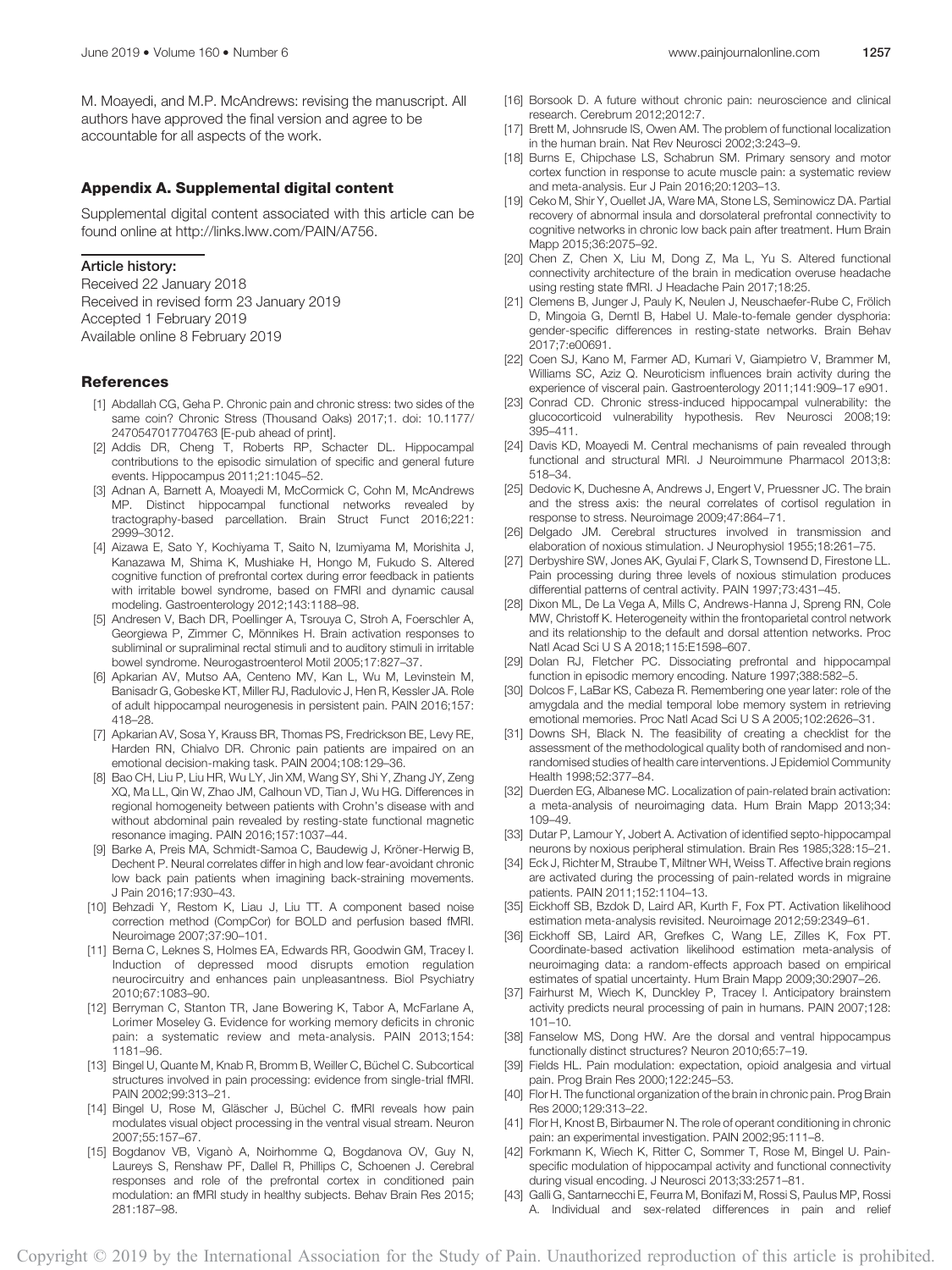M. Moayedi, and M.P. McAndrews: revising the manuscript. All authors have approved the final version and agree to be accountable for all aspects of the work.

## Appendix A. Supplemental digital content

Supplemental digital content associated with this article can be found online at http://links.lww.com/PAIN/A756.

### Article history:

Received 22 January 2018
Received in revised form 23 January 2019
Accepted 1 February 2019
Available online 8 February 2019

## References

[1] Abdallah CG, Geha P. Chronic pain and chronic stress: two sides of the same coin? Chronic Stress (Thousand Oaks) 2017;1. doi: 10.1177/2470547017704763 [E-pub ahead of print].

[2] Addis DR, Cheng T, Roberts RP, Schacter DL. Hippocampal contributions to the episodic simulation of specific and general future events. Hippocampus 2011;21:1045–52.

[3] Adnan A, Barnett A, Moayedi M, McCormick C, Cohn M, McAndrews MP. Distinct hippocampal functional networks revealed by tractography-based parcellation. Brain Struct Funct 2016;221: 2999–3012.

[4] Aizawa E, Sato Y, Kochiyama T, Saito N, Izumiyama M, Morishita J, Kanazawa M, Shima K, Mushiake H, Hongo M, Fukudo S. Altered cognitive function of prefrontal cortex during error feedback in patients with irritable bowel syndrome, based on FMRI and dynamic causal modeling. Gastroenterology 2012;143:1188–98.

[5] Andresen V, Bach DR, Poellinger A, Tsrouya C, Stroh A, Foerschler A, Georgiewa P, Zimmer C, Mönnikes H. Brain activation responses to subliminal or supraliminal rectal stimuli and to auditory stimuli in irritable bowel syndrome. Neurogastroenterol Motil 2005;17:827–37.

[6] Apkarian AV, Mutso AA, Centeno MV, Kan L, Wu M, Levinstein M, Banisadr G, Gobeske KT, Miller RJ, Radulovic J, Hen R, Kessler JA. Role of adult hippocampal neurogenesis in persistent pain. PAIN 2016;157: 418–28.

[7] Apkarian AV, Sosa Y, Krauss BR, Thomas PS, Fredrickson BE, Levy RE, Harden RN, Chialvo DR. Chronic pain patients are impaired on an emotional decision-making task. PAIN 2004;108:129–36.

[8] Bao CH, Liu P, Liu HR, Wu LY, Jin XM, Wang SY, Shi Y, Zhang JY, Zeng XQ, Ma LL, Qin W, Zhao JM, Calhoun VD, Tian J, Wu HG. Differences in regional homogeneity between patients with Crohn's disease with and without abdominal pain revealed by resting-state functional magnetic resonance imaging. PAIN 2016;157:1037–44.

[9] Barke A, Preis MA, Schmidt-Samoa C, Baudewig J, Kröner-Herwig B, Dechent P. Neural correlates differ in high and low fear-avoidant chronic low back pain patients when imaging back-straining movements. J Pain 2016;17:930–43.

[10] Behzadi Y, Restom K, Liau J, Liu TT. A component based noise correction method (CompCor) for BOLD and perfusion based fMRI. Neuroimage 2007;37:90–101.

[11] Berna C, Leknes S, Holmes EA, Edwards RR, Goodwin GM, Tracey I. Induction of depressed mood disrupts emotion regulation neurocircuitry and enhances pain unpleasantness. Biol Psychiatry 2010;67:1083–90.

[12] Berryman C, Stanton TR, Jane Bowering K, Tabor A, McFarlane A, Lorimer Moseley G. Evidence for working memory deficits in chronic pain: a systematic review and meta-analysis. PAIN 2013;154: 1181–96.

[13] Bingel U, Quante M, Knab R, Bromm B, Weiller C, Büchel C. Subcortical structures involved in pain processing: evidence from single-trial fMRI. PAIN 2002;99:313–21.

[14] Bingel U, Rose M, Gläscher J, Büchel C. fMRI reveals how pain modulates visual object processing in the ventral visual stream. Neuron 2007;55:157–67.

[15] Bogdanov VB, Viganò A, Noirhomme Q, Bogdanova OV, Guy N, Laureys S, Renshaw PF, Dallel R, Phillips C, Schoenen J. Cerebral responses and role of the prefrontal cortex in conditioned pain modulation: an fMRI study in healthy subjects. Behav Brain Res 2015; 281:187–98.

[16] Borsook D. A future without chronic pain: neuroscience and clinical research. Cerebrum 2012;2012:7.

[17] Brett M, Johnsrude IS, Owen AM. The problem of functional localization in the human brain. Nat Rev Neurosci 2002;3:243–9.

[18] Burns E, Chipchase LS, Schabrun SM. Primary sensory and motor cortex function in response to acute muscle pain: a systematic review and meta-analysis. Eur J Pain 2016;20:1203–13.

[19] Ceko M, Shir Y, Ouellet JA, Ware MA, Stone LS, Seminowicz DA. Partial recovery of abnormal insula and dorsolateral prefrontal connectivity to cognitive networks in chronic low back pain after treatment. Hum Brain Mapp 2015;36:2075–92.

[20] Chen Z, Chen X, Liu M, Dong Z, Ma L, Yu S. Altered functional connectivity architecture of the brain in medication overuse headache using resting state fMRI. J Headache Pain 2017;18:25.

[21] Clemens B, Junger J, Pauly K, Neulen J, Neuschaefer-Rube C, Frölich D, Mingoia G, Derntl B, Habel U. Male-to-female gender dysphoria: gender-specific differences in resting-state networks. Brain Behav 2017;7:e00691.

[22] Coen SJ, Kano M, Farmer AD, Kumari V, Giampietro V, Brammer M, Williams SC, Aziz Q. Neuroticism influences brain activity during the experience of visceral pain. Gastroenterology 2011;141:909–17 e901.

[23] Conrad CD. Chronic stress-induced hippocampal vulnerability: the glucocorticoid vulnerability hypothesis. Rev Neurosci 2008;19: 395–411.

[24] Davis KD, Moayedi M. Central mechanisms of pain revealed through functional and structural MRI. J Neuroimmune Pharmacol 2013;8: 518–34.

[25] Dedovic K, Duchesne A, Andrews J, Engert V, Pruessner JC. The brain and the stress axis: the neural correlates of cortisol regulation in response to stress. Neuroimage 2009;47:864–71.

[26] Delgado JM. Cerebral structures involved in transmission and elaboration of noxious stimulation. J Neurophysiol 1955;18:261–75.

[27] Derbyshire SW, Jones AK, Gyulai F, Clark S, Townsend D, Firestone LL. Pain processing during three levels of noxious stimulation produces differential patterns of central activity. PAIN 1997;73:431–45.

[28] Dixon ML, De La Vega A, Mills C, Andrews-Hanna J, Spreng RN, Cole MW, Christoff K. Heterogeneity within the frontoparietal control network and its relationship to the default and dorsal attention networks. Proc Natl Acad Sci U S A 2018;115:E1598–607.

[29] Dolan RJ, Fletcher PC. Dissociating prefrontal and hippocampal function in episodic memory encoding. Nature 1997;388:582–5.

[30] Dolcos F, LaBar KS, Cabeza R. Remembering one year later: role of the amygdala and the medial temporal lobe memory system in retrieving emotional memories. Proc Natl Acad Sci U S A 2005;102:2626–31.

[31] Downs SH, Black N. The feasibility of creating a checklist for the assessment of the methodological quality both of randomised and non-randomised studies of health care interventions. J Epidemiol Community Health 1998;52:377–84.

[32] Duerden EG, Albanese MC. Localization of pain-related brain activation: a meta-analysis of neuroimaging data. Hum Brain Mapp 2013;34: 109–49.

[33] Dutar P, Lamour Y, Jobert A. Activation of identified septo-hippocampal neurons by noxious peripheral stimulation. Brain Res 1985;328:15–21.

[34] Eck J, Richter M, Straube T, Miltner WH, Weiss T. Affective brain regions are activated during the processing of pain-related words in migraine patients. PAIN 2011;152:1104–13.

[35] Eickhoff SB, Bzdok D, Laird AR, Kurth F, Fox PT. Activation likelihood estimation meta-analysis revisited. Neuroimage 2012;59:2349–61.

[36] Eickhoff SB, Laird AR, Grefkes C, Wang LE, Zilles K, Fox PT. Coordinate-based activation likelihood estimation meta-analysis of neuroimaging data: a random-effects approach based on empirical estimates of spatial uncertainty. Hum Brain Mapp 2009;30:2907–26.

[37] Fairhurst M, Wiech K, Dunckley P, Tracey I. Anticipatory brainstem activity predicts neural processing of pain in humans. PAIN 2007;128: 101–10.

[38] Fanselow MS, Dong HW. Are the dorsal and ventral hippocampus functionally distinct structures? Neuron 2010;65:7–19.

[39] Fields HL. Pain modulation: expectation, opioid analgesia and virtual pain. Prog Brain Res 2000;122:245–53.

[40] Flor H. The functional organization of the brain in chronic pain. Prog Brain Res 2000;129:313–22.

[41] Flor H, Knost B, Birbaumer N. The role of operant conditioning in chronic pain: an experimental investigation. PAIN 2002;95:111–8.

[42] Forkmann K, Wiech K, Ritter C, Sommer T, Rose M, Bingel U. Pain-specific modulation of hippocampal activity and functional connectivity during visual encoding. J Neurosci 2013;33:2571–81.

[43] Galli G, Santarnecchi E, Feurra M, Bonifazi M, Rossi S, Paulus MP, Rossi A. Individual and sex-related differences in pain and relief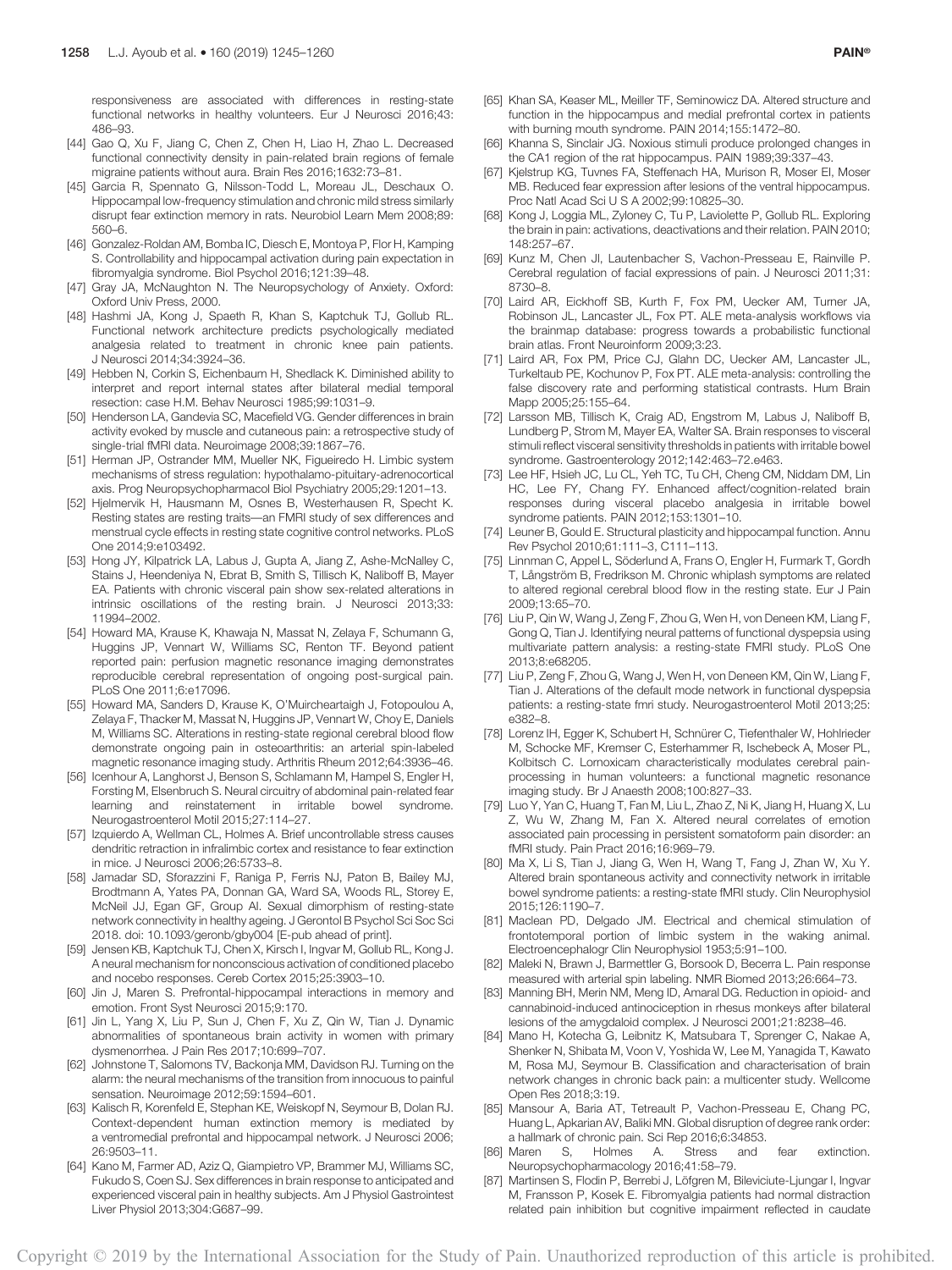responsiveness are associated with differences in resting-state functional networks in healthy volunteers. Eur J Neurosci 2016;43: 486–93.

[44] Gao Q, Xu F, Jiang C, Chen Z, Chen H, Liao H, Zhao L. Decreased functional connectivity density in pain-related brain regions of female migraine patients without aura. Brain Res 2016;1632:73–81.

[45] Garcia R, Spennato G, Nilsson-Todd L, Moreau JL, Deschaux O. Hippocampal low-frequency stimulation and chronic mild stress similarly disrupt fear extinction memory in rats. Neurobiol Learn Mem 2008;89: 560–6.

[46] Gonzalez-Roldan AM, Bomba IC, Diesch E, Montoya P, Flor H, Kamping S. Controllability and hippocampal activation during pain expectation in fibromyalgia syndrome. Biol Psychol 2016;121:39–48.

[47] Gray JA, McNaughton N. The Neuropsychology of Anxiety. Oxford: Oxford Univ Press, 2000.

[48] Hashmi JA, Kong J, Spaeth R, Khan S, Kaptchuk TJ, Gollub RL. Functional network architecture predicts psychologically mediated analgesia related to treatment in chronic knee pain patients. J Neurosci 2014;34:3924–36.

[49] Hebben N, Corkin S, Eichenbaum H, Shedlack K. Diminished ability to interpret and report internal states after bilateral medial temporal resection: case H.M. Behav Neurosci 1985;99:1031–9.

[50] Henderson LA, Gandevia SC, Macefield VG. Gender differences in brain activity evoked by muscle and cutaneous pain: a retrospective study of single-trial fMRI data. Neuroimage 2008;39:1867–76.

[51] Herman JP, Ostrander MM, Mueller NK, Figueiredo H. Limbic system mechanisms of stress regulation: hypothalamo-pituitary-adrenocortical axis. Prog Neuropsychopharmacol Biol Psychiatry 2005;29:1201–13.

[52] Hjelmervik H, Hausmann M, Osnes B, Westerhausen R, Specht K. Resting states are resting traits—an FMRI study of sex differences and menstrual cycle effects in resting state cognitive control networks. PLoS One 2014;9:e103492.

[53] Hong JY, Kilpatrick LA, Labus J, Gupta A, Jiang Z, Ashe-McNalley C, Stains J, Heendeniya N, Ebrat B, Smith S, Tillisch K, Naliboff B, Mayer EA. Patients with chronic visceral pain show sex-related alterations in intrinsic oscillations of the resting brain. J Neurosci 2013;33: 11994–2002.

[54] Howard MA, Krause K, Khawaja N, Massat N, Zelaya F, Schumann G, Huggins JP, Vennart W, Williams SC, Renton TF. Beyond patient reported pain: perfusion magnetic resonance imaging demonstrates reproducible cerebral representation of ongoing post-surgical pain. PLoS One 2011;6:e17096.

[55] Howard MA, Sanders D, Krause K, O'Muircheartaigh J, Fotopoulou A, Zelaya F, Thacker M, Massat N, Huggins JP, Vennart W, Choy E, Daniels M, Williams SC. Alterations in resting-state regional cerebral blood flow demonstrate ongoing pain in osteoarthritis: an arterial spin-labeled magnetic resonance imaging study. Arthritis Rheum 2012;64:3936–46.

[56] Icenhour A, Langhorst J, Benson S, Schlamann M, Hampel S, Engler H, Forsting M, Elsenbruch S. Neural circuitry of abdominal pain-related fear learning and reinstatement in irritable bowel syndrome. Neurogastroenterol Motil 2015;27:114–27.

[57] Izquierdo A, Wellman CL, Holmes A. Brief uncontrollable stress causes dendritic retraction in infralimbic cortex and resistance to fear extinction in mice. J Neurosci 2006;26:5733–8.

[58] Jamadar SD, Sforazzini F, Raniga P, Ferris NJ, Paton B, Bailey MJ, Brodtmann A, Yates PA, Donnan GA, Ward SA, Woods RL, Storey E, McNeil JJ, Egan GF, Group AI. Sexual dimorphism of resting-state network connectivity in healthy ageing. J Gerontol B Psychol Sci Soc Sci 2018. doi: 10.1093/geronb/gby004 [E-pub ahead of print].

[59] Jensen KB, Kaptchuk TJ, Chen X, Kirsch I, Ingvar M, Gollub RL, Kong J. A neural mechanism for nonconscious activation of conditioned placebo and nocebo responses. Cereb Cortex 2015;25:3903–10.

[60] Jin J, Maren S. Prefrontal-hippocampal interactions in memory and emotion. Front Syst Neurosci 2015;9:170.

[61] Jin L, Yang X, Liu P, Sun J, Chen F, Xu Z, Qin W, Tian J. Dynamic abnormalities of spontaneous brain activity in women with primary dysmenorrhea. J Pain Res 2017;10:699–707.

[62] Johnstone T, Salomons TV, Backonja MM, Davidson RJ. Turning on the alarm: the neural mechanisms of the transition from innocuous to painful sensation. Neuroimage 2012;59:1594–601.

[63] Kalisch R, Korenfeld E, Stephan KE, Weiskopf N, Seymour B, Dolan RJ. Context-dependent human extinction memory is mediated by a ventromedial prefrontal and hippocampal network. J Neurosci 2006; 26:9503–11.

[64] Kano M, Farmer AD, Aziz Q, Giampietro VP, Brammer MJ, Williams SC, Fukudo S, Coen SJ. Sex differences in brain response to anticipated and experienced visceral pain in healthy subjects. Am J Physiol Gastrointest Liver Physiol 2013;304:G687–99.

[65] Khan SA, Keaser ML, Meiller TF, Seminowicz DA. Altered structure and function in the hippocampus and medial prefrontal cortex in patients with burning mouth syndrome. PAIN 2014;155:1472–80.

[66] Khanna S, Sinclair JG. Noxious stimuli produce prolonged changes in the CA1 region of the rat hippocampus. PAIN 1989;39:337–43.

[67] Kjelstrup KG, Tuvnes FA, Steffenach HA, Murison R, Moser EI, Moser MB. Reduced fear expression after lesions of the ventral hippocampus. Proc Natl Acad Sci U S A 2002;99:10825–30.

[68] Kong J, Loggia ML, Zyloney C, Tu P, Laviolette P, Gollub RL. Exploring the brain in pain: activations, deactivations and their relation. PAIN 2010; 148:257–67.

[69] Kunz M, Chen JI, Lautenbacher S, Vachon-Presseau E, Rainville P. Cerebral regulation of facial expressions of pain. J Neurosci 2011;31: 8730–8.

[70] Laird AR, Eickhoff SB, Kurth F, Fox PM, Uecker AM, Turner JA, Robinson JL, Lancaster JL, Fox PT. ALE meta-analysis workflows via the brainmap database: progress towards a probabilistic functional brain atlas. Front Neuroinform 2009;3:23.

[71] Laird AR, Fox PM, Price CJ, Glahn DC, Uecker AM, Lancaster JL, Turkeltaub PE, Kochunov P, Fox PT. ALE meta-analysis: controlling the false discovery rate and performing statistical contrasts. Hum Brain Mapp 2005;25:155–64.

[72] Larsson MB, Tillisch K, Craig AD, Engstrom M, Labus J, Naliboff B, Lundberg P, Strom M, Mayer EA, Walter SA. Brain responses to visceral stimuli reflect visceral sensitivity thresholds in patients with irritable bowel syndrome. Gastroenterology 2012;142:463–72.e463.

[73] Lee HF, Hsieh JC, Lu CL, Yeh TC, Tu CH, Cheng CM, Niddam DM, Lin HC, Lee FY, Chang FY. Enhanced affect/cognition-related brain responses during visceral placebo analgesia in irritable bowel syndrome patients. PAIN 2012;153:1301–10.

[74] Leuner B, Gould E. Structural plasticity and hippocampal function. Annu Rev Psychol 2010;61:111–3, C111–113.

[75] Linnman C, Appel L, Söderlund A, Frans O, Engler H, Furmark T, Gordh T, Långström B, Fredrikson M. Chronic whiplash symptoms are related to altered regional cerebral blood flow in the resting state. Eur J Pain 2009;13:65–70.

[76] Liu P, Qin W, Wang J, Zeng F, Zhou G, Wen H, von Deneen KM, Liang F, Gong Q, Tian J. Identifying neural patterns of functional dyspepsia using multivariate pattern analysis: a resting-state FMRI study. PLoS One 2013;8:e68205.

[77] Liu P, Zeng F, Zhou G, Wang J, Wen H, von Deneen KM, Qin W, Liang F, Tian J. Alterations of the default mode network in functional dyspepsia patients: a resting-state fmri study. Neurogastroenterol Motil 2013;25: e382–8.

[78] Lorenz IH, Egger K, Schubert H, Schnürer C, Tiefenthaler W, Hohlrieder M, Schocke MF, Kremser C, Esterhammer R, Ischebeck A, Moser PL, Kolbitsch C. Lornoxicam characteristically modulates cerebral pain-processing in human volunteers: a functional magnetic resonance imaging study. Br J Anaesth 2008;100:827–33.

[79] Luo Y, Yan C, Huang T, Fan M, Liu L, Zhao Z, Ni K, Jiang H, Huang X, Lu Z, Wu W, Zhang M, Fan X. Altered neural correlates of emotion associated pain processing in persistent somatoform pain disorder: an fMRI study. Pain Pract 2016;16:969–79.

[80] Ma X, Li S, Tian J, Jiang G, Wen H, Wang T, Fang J, Zhan W, Xu Y. Altered brain spontaneous activity and connectivity network in irritable bowel syndrome patients: a resting-state fMRI study. Clin Neurophysiol 2015;126:1190–7.

[81] Maclean PD, Delgado JM. Electrical and chemical stimulation of frontotemporal portion of limbic system in the waking animal. Electroencephalogr Clin Neurophysiol 1953;5:91–100.

[82] Maleki N, Brawn J, Barmettler G, Borsook D, Becerra L. Pain response measured with arterial spin labeling. NMR Biomed 2013;26:664–73.

[83] Manning BH, Merin NM, Meng ID, Amaral DG. Reduction in opioid- and cannabinoid-induced antinociception in rhesus monkeys after bilateral lesions of the amygdaloid complex. J Neurosci 2001;21:8238–46.

[84] Mano H, Kotecha G, Leibnitz K, Matsubara T, Sprenger C, Nakae A, Shenker N, Shibata M, Voon V, Yoshida W, Lee M, Yanagida T, Kawato M, Rosa MJ, Seymour B. Classification and characterisation of brain network changes in chronic back pain: a multicenter study. Wellcome Open Res 2018;3:19.

[85] Mansour A, Baria AT, Tetreault P, Vachon-Presseau E, Chang PC, Huang L, Apkarian AV, Baliki MN. Global disruption of degree rank order: a hallmark of chronic pain. Sci Rep 2016;6:34853.

[86] Maren S, Holmes A. Stress and fear extinction. Neuropsychopharmacology 2016;41:58–79.

[87] Martinsen S, Flodin P, Berrebi J, Löfgren M, Bileviciute-Ljungar I, Ingvar M, Fransson P, Kosek E. Fibromyalgia patients had normal distraction related pain inhibition but cognitive impairment reflected in caudate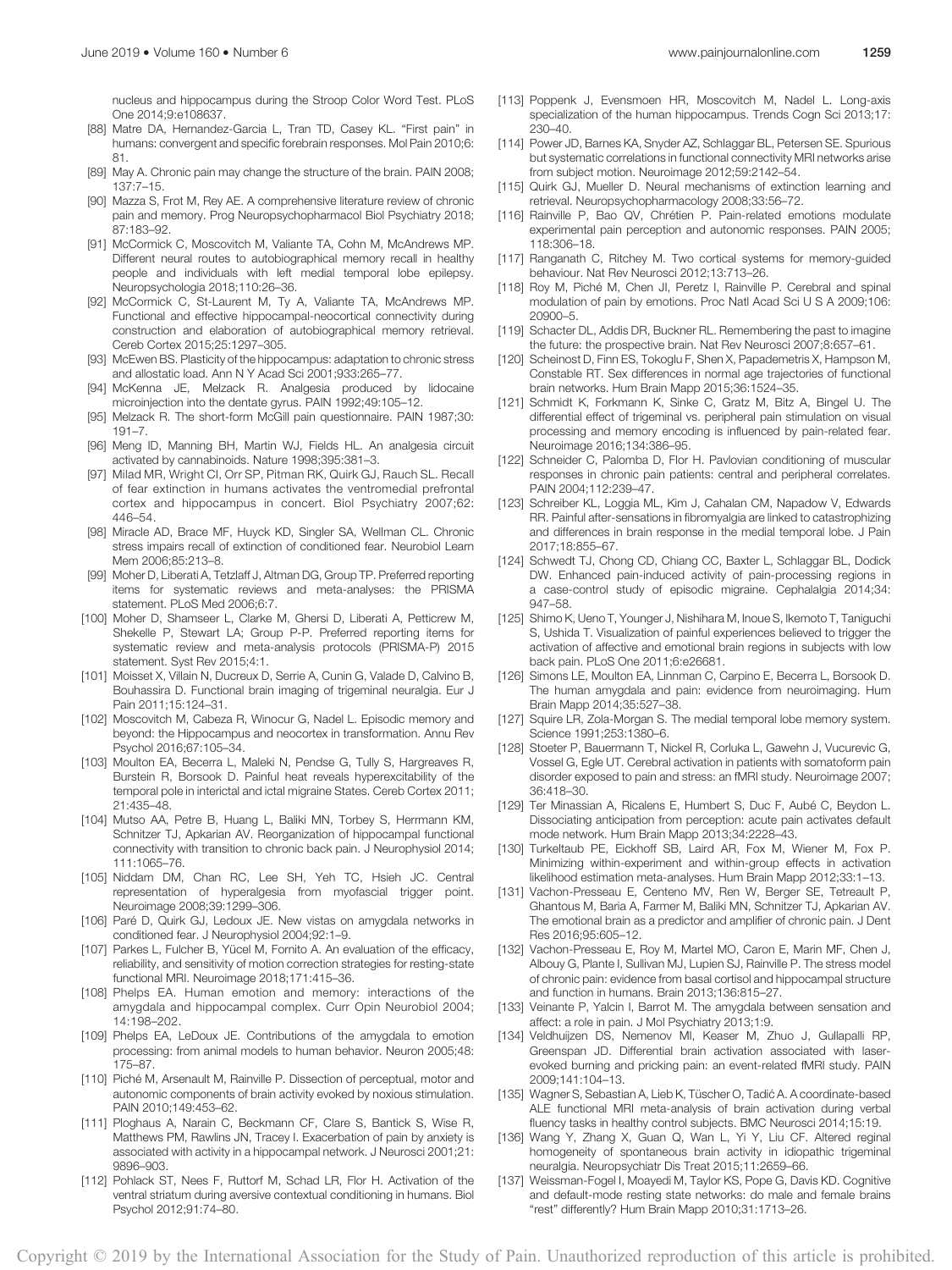nucleus and hippocampus during the Stroop Color Word Test. PLoS One 2014;9:e108637.

[88] Matre DA, Hernandez-Garcia L, Tran TD, Casey KL. "First pain" in humans: convergent and specific forebrain responses. Mol Pain 2010;6:81.

[89] May A. Chronic pain may change the structure of the brain. PAIN 2008;137:7–15.

[90] Mazza S, Frot M, Rey AE. A comprehensive literature review of chronic pain and memory. Prog Neuropsychopharmacol Biol Psychiatry 2018;87:183–92.

[91] McCormick C, Moscovitch M, Valiante TA, Cohn M, McAndrews MP. Different neural routes to autobiographical memory recall in healthy people and individuals with left medial temporal lobe epilepsy. Neuropsychologia 2018;110:26–36.

[92] McCormick C, St-Laurent M, Ty A, Valiante TA, McAndrews MP. Functional and effective hippocampal-neocortical connectivity during construction and elaboration of autobiographical memory retrieval. Cereb Cortex 2015;25:1297–305.

[93] McEwen BS. Plasticity of the hippocampus: adaptation to chronic stress and allostatic load. Ann N Y Acad Sci 2001;933:265–77.

[94] McKenna JE, Melzack R. Analgesia produced by lidocaine microinjection into the dentate gyrus. PAIN 1992;49:105–12.

[95] Melzack R. The short-form McGill pain questionnaire. PAIN 1987;30:191–7.

[96] Meng ID, Manning BH, Martin WJ, Fields HL. An analgesia circuit activated by cannabinoids. Nature 1998;395:381–3.

[97] Milad MR, Wright CI, Orr SP, Pitman RK, Quirk GJ, Rauch SL. Recall of fear extinction in humans activates the ventromedial prefrontal cortex and hippocampus in concert. Biol Psychiatry 2007;62:446–54.

[98] Miracle AD, Brace MF, Huyck KD, Singler SA, Wellman CL. Chronic stress impairs recall of extinction of conditioned fear. Neurobiol Learn Mem 2006;85:213–8.

[99] Moher D, Liberati A, Tetzlaff J, Altman DG, Group TP. Preferred reporting items for systematic reviews and meta-analyses: the PRISMA statement. PLoS Med 2006;6:7.

[100] Moher D, Shamseer L, Clarke M, Ghersi D, Liberati A, Petticrew M, Shekelle P, Stewart LA; Group P-P. Preferred reporting items for systematic review and meta-analysis protocols (PRISMA-P) 2015 statement. Syst Rev 2015;4:1.

[101] Moisset X, Villain N, Ducreux D, Serrie A, Cunin G, Valade D, Calvino B, Bouhassira D. Functional brain imaging of trigeminal neuralgia. Eur J Pain 2011;15:124–31.

[102] Moscovitch M, Cabeza R, Winocur G, Nadel L. Episodic memory and beyond: the Hippocampus and neocortex in transformation. Annu Rev Psychol 2016;67:105–34.

[103] Moulton EA, Becerra L, Maleki N, Pendse G, Tully S, Hargreaves R, Burstein R, Borsook D. Painful heat reveals hyperexcitability of the temporal pole in interictal and ictal migraine States. Cereb Cortex 2011;21:435–48.

[104] Mutso AA, Petre B, Huang L, Baliki MN, Torbey S, Herrmann KM, Schnitzer TJ, Apkarian AV. Reorganization of hippocampal functional connectivity with transition to chronic back pain. J Neurophysiol 2014;111:1065–76.

[105] Niddam DM, Chan RC, Lee SH, Yeh TC, Hsieh JC. Central representation of hyperalgesia from myofascial trigger point. Neuroimage 2008;39:1299–306.

[106] Paré D, Quirk GJ, Ledoux JE. New vistas on amygdala networks in conditioned fear. J Neurophysiol 2004;92:1–9.

[107] Parkes L, Fulcher B, Yücel M, Fornito A. An evaluation of the efficacy, reliability, and sensitivity of motion correction strategies for resting-state functional MRI. Neuroimage 2018;171:415–36.

[108] Phelps EA. Human emotion and memory: interactions of the amygdala and hippocampal complex. Curr Opin Neurobiol 2004;14:198–202.

[109] Phelps EA, LeDoux JE. Contributions of the amygdala to emotion processing: from animal models to human behavior. Neuron 2005;48:175–87.

[110] Piché M, Arsenault M, Rainville P. Dissection of perceptual, motor and autonomic components of brain activity evoked by noxious stimulation. PAIN 2010;149:453–62.

[111] Ploghaus A, Narain C, Beckmann CF, Clare S, Bantick S, Wise R, Matthews PM, Rawlins JN, Tracey I. Exacerbation of pain by anxiety is associated with activity in a hippocampal network. J Neurosci 2001;21:9896–903.

[112] Pohlack ST, Nees F, Ruttorf M, Schad LR, Flor H. Activation of the ventral striatum during aversive contextual conditioning in humans. Biol Psychol 2012;91:74–80.

[113] Poppenk J, Evensmoen HR, Moscovitch M, Nadel L. Long-axis specialization of the human hippocampus. Trends Cogn Sci 2013;17:230–40.

[114] Power JD, Barnes KA, Snyder AZ, Schlaggar BL, Petersen SE. Spurious but systematic correlations in functional connectivity MRI networks arise from subject motion. Neuroimage 2012;59:2142–54.

[115] Quirk GJ, Mueller D. Neural mechanisms of extinction learning and retrieval. Neuropsychopharmacology 2008;33:56–72.

[116] Rainville P, Bao QV, Chrétien P. Pain-related emotions modulate experimental pain perception and autonomic responses. PAIN 2005;118:306–18.

[117] Ranganath C, Ritchey M. Two cortical systems for memory-guided behaviour. Nat Rev Neurosci 2012;13:713–26.

[118] Roy M, Piché M, Chen JI, Peretz I, Rainville P. Cerebral and spinal modulation of pain by emotions. Proc Natl Acad Sci U S A 2009;106:20900–5.

[119] Schacter DL, Addis DR, Buckner RL. Remembering the past to imagine the future: the prospective brain. Nat Rev Neurosci 2007;8:657–61.

[120] Scheinost D, Finn ES, Tokoglu F, Shen X, Papademetris X, Hampson M, Constable RT. Sex differences in normal age trajectories of functional brain networks. Hum Brain Mapp 2015;36:1524–35.

[121] Schmidt K, Forkmann K, Sinke C, Gratz M, Bitz A, Bingel U. The differential effect of trigeminal vs. peripheral pain stimulation on visual processing and memory encoding is influenced by pain-related fear. Neuroimage 2016;134:386–95.

[122] Schneider C, Palomba D, Flor H. Pavlovian conditioning of muscular responses in chronic pain patients: central and peripheral correlates. PAIN 2004;112:239–47.

[123] Schreiber KL, Loggia ML, Kim J, Cahalan CM, Napadow V, Edwards RR. Painful after-sensations in fibromyalgia are linked to catastrophizing and differences in brain response in the medial temporal lobe. J Pain 2017;18:855–67.

[124] Schwedt TJ, Chong CD, Chiang CC, Baxter L, Schlaggar BL, Dodick DW. Enhanced pain-induced activity of pain-processing regions in a case-control study of episodic migraine. Cephalalgia 2014;34:947–58.

[125] Shimo K, Ueno T, Younger J, Nishihara M, Inoue S, Ikemoto T, Taniguchi S, Ushida T. Visualization of painful experiences believed to trigger the activation of affective and emotional brain regions in subjects with low back pain. PLoS One 2011;6:e26681.

[126] Simons LE, Moulton EA, Linnman C, Carpino E, Becerra L, Borsook D. The human amygdala and pain: evidence from neuroimaging. Hum Brain Mapp 2014;35:527–38.

[127] Squire LR, Zola-Morgan S. The medial temporal lobe memory system. Science 1991;253:1380–6.

[128] Stoeter P, Bauermann T, Nickel R, Corluka L, Gawehn J, Vucurevic G, Vossel G, Egle UT. Cerebral activation in patients with somatoform pain disorder exposed to pain and stress: an fMRI study. Neuroimage 2007;36:418–30.

[129] Ter Minassian A, Ricalens E, Humbert S, Duc F, Aubé C, Beydon L. Dissociating anticipation from perception: acute pain activates default mode network. Hum Brain Mapp 2013;34:2228–43.

[130] Turkeltaub PE, Eickhoff SB, Laird AR, Fox M, Wiener M, Fox P. Minimizing within-experiment and within-group effects in activation likelihood estimation meta-analyses. Hum Brain Mapp 2012;33:1–13.

[131] Vachon-Presseau E, Centeno MV, Ren W, Berger SE, Tetreault P, Ghantous M, Baria A, Farmer M, Baliki MN, Schnitzer TJ, Apkarian AV. The emotional brain as a predictor and amplifier of chronic pain. J Dent Res 2016;95:605–12.

[132] Vachon-Presseau E, Roy M, Martel MO, Caron E, Marin MF, Chen J, Albouy G, Plante I, Sullivan MJ, Lupien SJ, Rainville P. The stress model of chronic pain: evidence from basal cortisol and hippocampal structure and function in humans. Brain 2013;136:815–27.

[133] Veinante P, Yalcin I, Barrot M. The amygdala between sensation and affect: a role in pain. J Mol Psychiatry 2013;1:9.

[134] Veldhuijzen DS, Nemenov MI, Keaser M, Zhuo J, Gullapalli RP, Greenspan JD. Differential brain activation associated with laser-evoked burning and pricking pain: an event-related fMRI study. PAIN 2009;141:104–13.

[135] Wagner S, Sebastian A, Lieb K, Tüscher O, Tadić A. A coordinate-based ALE functional MRI meta-analysis of brain activation during verbal fluency tasks in healthy control subjects. BMC Neurosci 2014;15:19.

[136] Wang Y, Zhang X, Guan Q, Wan L, Yi Y, Liu CF. Altered regional homogeneity of spontaneous brain activity in idiopathic trigeminal neuralgia. Neuropsychiatr Dis Treat 2015;11:2659–66.

[137] Weissman-Fogel I, Moayedi M, Taylor KS, Pope G, Davis KD. Cognitive and default-mode resting state networks: do male and female brains "rest" differently? Hum Brain Mapp 2010;31:1713–26.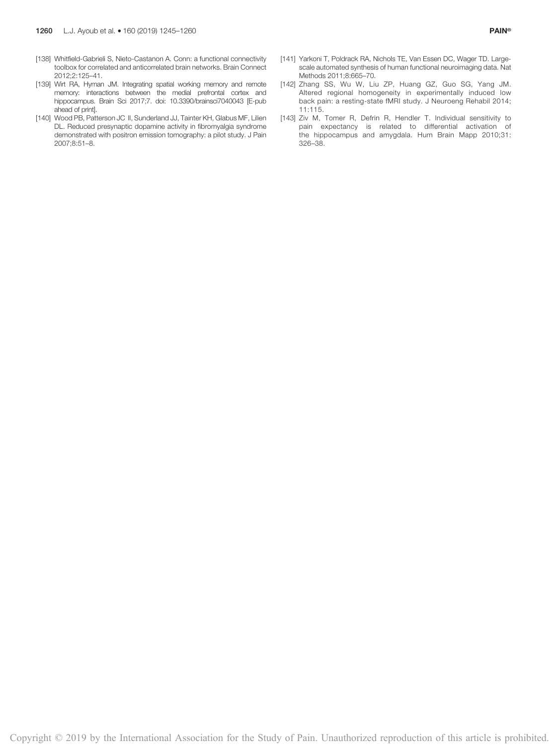[138] Whitfield-Gabrieli S, Nieto-Castanon A. Conn: a functional connectivity toolbox for correlated and anticorrelated brain networks. Brain Connect 2012;2:125–41.

[139] Wirt RA, Hyman JM. Integrating spatial working memory and remote memory: interactions between the medial prefrontal cortex and hippocampus. Brain Sci 2017;7. doi: 10.3390/brainsci7040043 [E-pub ahead of print].

[140] Wood PB, Patterson JC II, Sunderland JJ, Tainter KH, Glabus MF, Lilien DL. Reduced presynaptic dopamine activity in fibromyalgia syndrome demonstrated with positron emission tomography: a pilot study. J Pain 2007;8:51–8.

[141] Yarkoni T, Poldrack RA, Nichols TE, Van Essen DC, Wager TD. Large-scale automated synthesis of human functional neuroimaging data. Nat Methods 2011;8:665–70.

[142] Zhang SS, Wu W, Liu ZP, Huang GZ, Guo SG, Yang JM. Altered regional homogeneity in experimentally induced low back pain: a resting-state fMRI study. J Neuroeng Rehabil 2014;11:115.

[143] Ziv M, Tomer R, Defrin R, Hendler T. Individual sensitivity to pain expectancy is related to differential activation of the hippocampus and amygdala. Hum Brain Mapp 2010;31:326–38.

Copyright © 2019 by the International Association for the Study of Pain. Unauthorized reproduction of this article is prohibited.